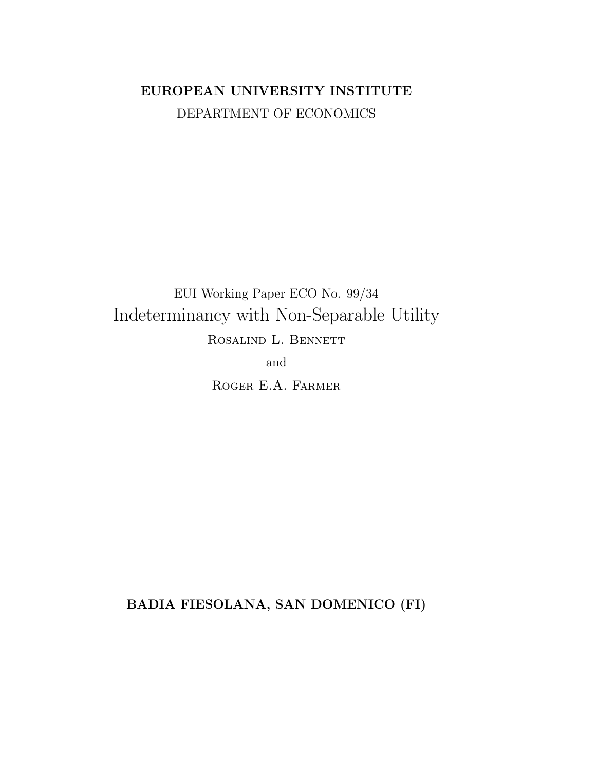**EUROPEAN UNIVERSITY INSTITUTE**

DEPARTMENT OF ECONOMICS

EUI Working Paper ECO No. 99/34

# Indeterminancy with Non-Separable Utility

Rosalind L. Bennett

and

Roger E.A. Farmer

**BADIA FIESOLANA, SAN DOMENICO (FI)**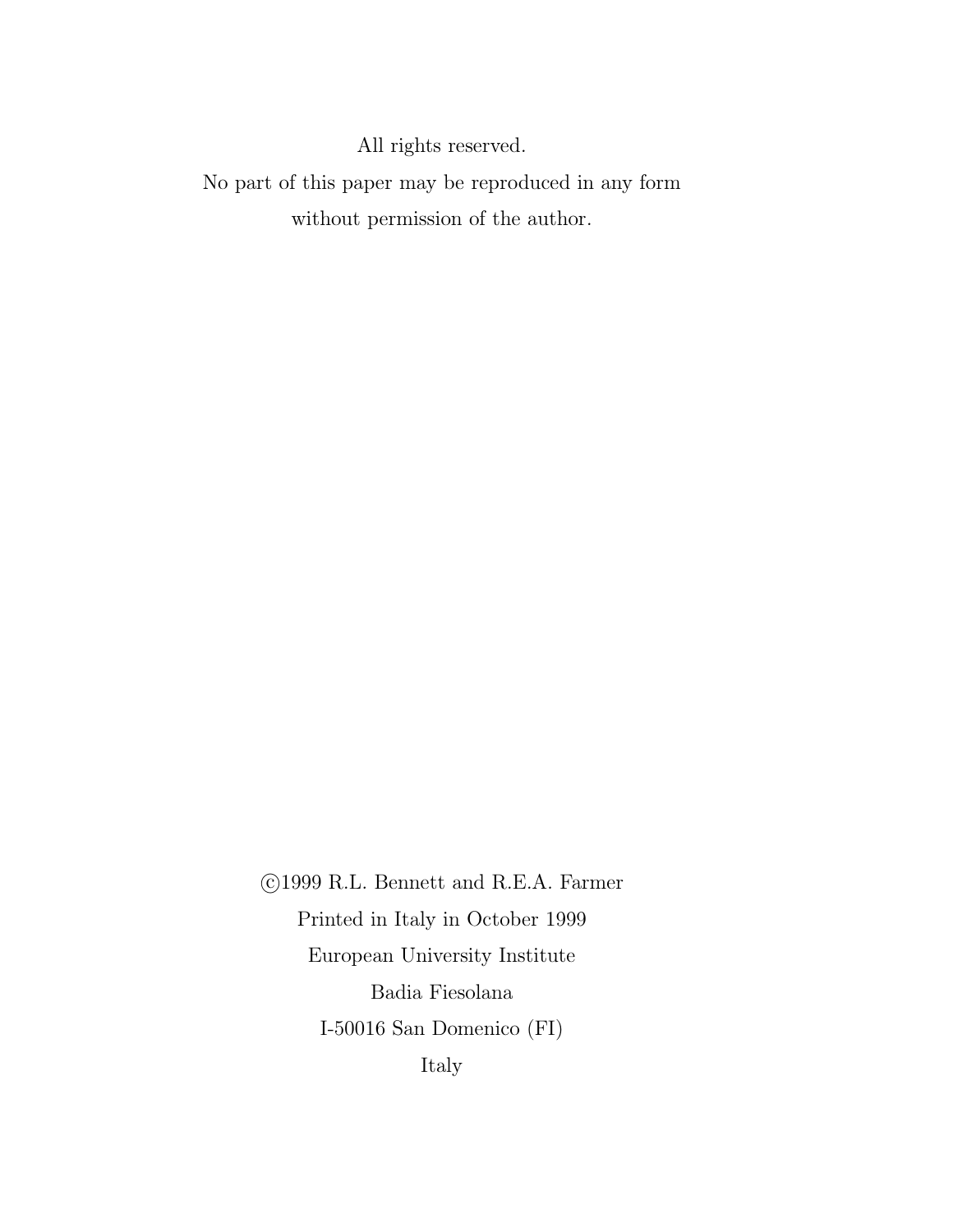All rights reserved.

No part of this paper may be reproduced in any form

without permission of the author.

©1999 R.L. Bennett and R.E.A. Farmer

Printed in Italy in October 1999

European University Institute

Badia Fiesolana

I-50016 San Domenico (FI)

Italy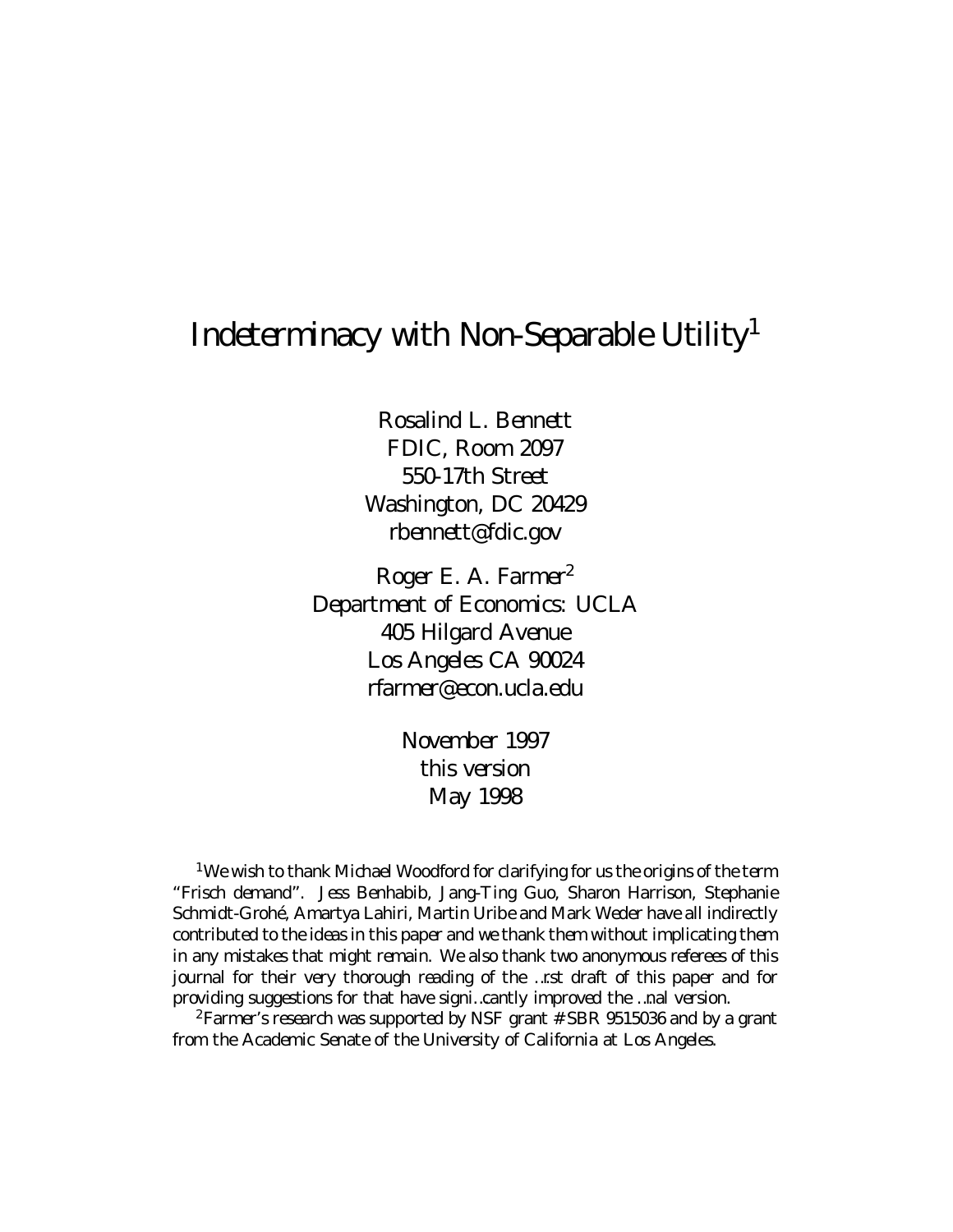# Indeterminacy with Non-Separable Utility[1]

Rosalind L. Bennett
FDIC, Room 2097
550-17th Street
Washington, DC 20429
rbennett@fdic.gov

Roger E. A. Farmer[2]
Department of Economics: UCLA
405 Hilgard Avenue
Los Angeles CA 90024
rfarmer@econ.ucla.edu

November 1997
this version
May 1998

[1]We wish to thank Michael Woodford for clarifying for us the origins of the term "Frisch demand". Jess Benhabib, Jang-Ting Guo, Sharon Harrison, Stephanie Schmidt-Grohé, Amartya Lahiri, Martin Uribe and Mark Weder have all indirectly contributed to the ideas in this paper and we thank them without implicating them in any mistakes that might remain. We also thank two anonymous referees of this journal for their very thorough reading of the first draft of this paper and for providing suggestions for that have significantly improved the final version.

[2]Farmer's research was supported by NSF grant # SBR 9515036 and by a grant from the Academic Senate of the University of California at Los Angeles.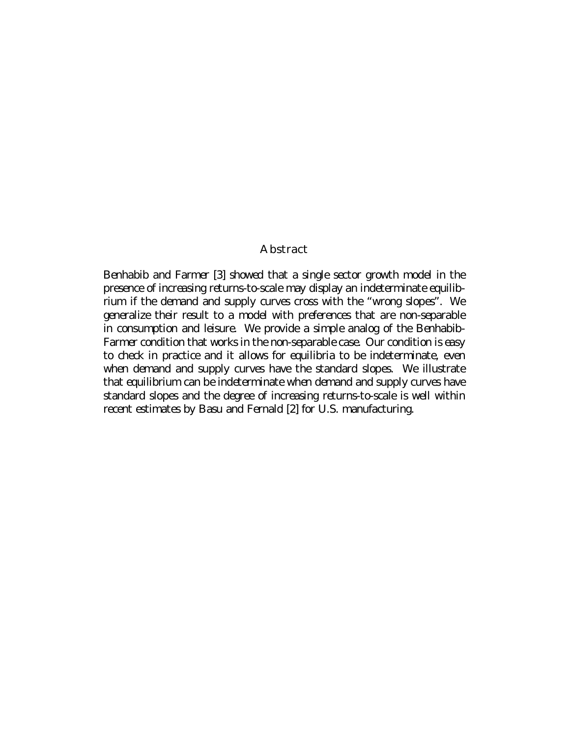## Abstract

Benhabib and Farmer [3] showed that a single sector growth model in the presence of increasing returns-to-scale may display an indeterminate equilibrium if the demand and supply curves cross with the "wrong slopes". We generalize their result to a model with preferences that are non-separable in consumption and leisure. We provide a simple analog of the Benhabib-Farmer condition that works in the non-separable case. Our condition is easy to check in practice and it allows for equilibria to be indeterminate, even when demand and supply curves have the standard slopes. We illustrate that equilibrium can be indeterminate when demand and supply curves have standard slopes and the degree of increasing returns-to-scale is well within recent estimates by Basu and Fernald [2] for U.S. manufacturing.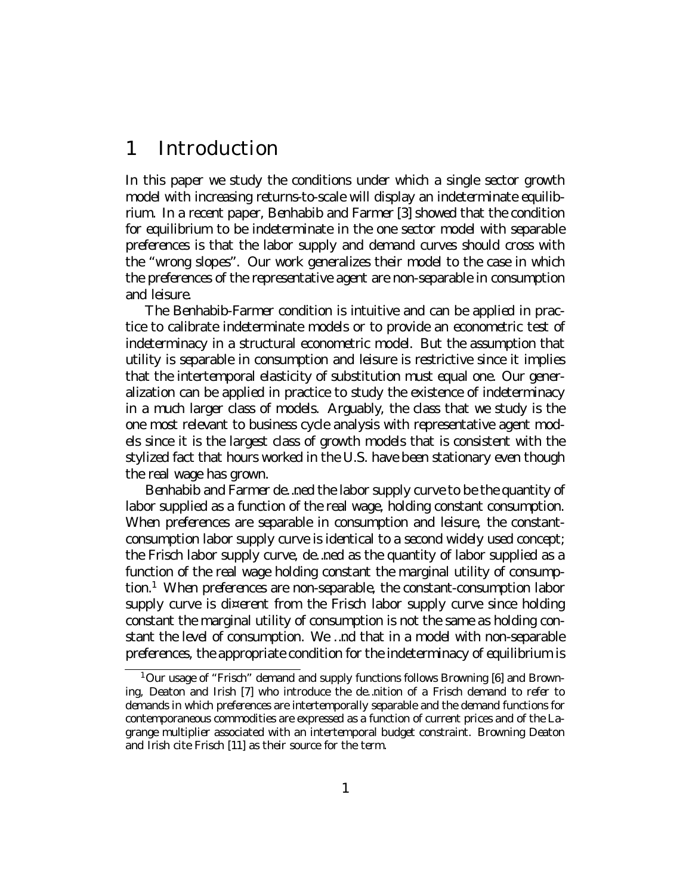# 1 Introduction

In this paper we study the conditions under which a single sector growth model with increasing returns-to-scale will display an indeterminate equilibrium. In a recent paper, Benhabib and Farmer [3] showed that the condition for equilibrium to be indeterminate in the one sector model with separable preferences is that the labor supply and demand curves should cross with the "wrong slopes". Our work generalizes their model to the case in which the preferences of the representative agent are non-separable in consumption and leisure.

The Benhabib-Farmer condition is intuitive and can be applied in practice to calibrate indeterminate models or to provide an econometric test of indeterminacy in a structural econometric model. But the assumption that utility is separable in consumption and leisure is restrictive since it implies that the intertemporal elasticity of substitution must equal one. Our generalization can be applied in practice to study the existence of indeterminacy in a much larger class of models. Arguably, the class that we study is the one most relevant to business cycle analysis with representative agent models since it is the largest class of growth models that is consistent with the stylized fact that hours worked in the U.S. have been stationary even though the real wage has grown.

Benhabib and Farmer defined the labor supply curve to be the quantity of labor supplied as a function of the real wage, holding constant consumption. When preferences are separable in consumption and leisure, the constant-consumption labor supply curve is identical to a second widely used concept; the Frisch labor supply curve, defined as the quantity of labor supplied as a function of the real wage holding constant the marginal utility of consumption.[1] When preferences are non-separable, the constant-consumption labor supply curve is different from the Frisch labor supply curve since holding constant the marginal utility of consumption is not the same as holding constant the level of consumption. We find that in a model with non-separable preferences, the appropriate condition for the indeterminacy of equilibrium is

[1] Our usage of "Frisch" demand and supply functions follows Browning [6] and Browning, Deaton and Irish [7] who introduce the definition of a Frisch demand to refer to demands in which preferences are intertemporally separable and the demand functions for contemporaneous commodities are expressed as a function of current prices and of the Lagrange multiplier associated with an intertemporal budget constraint. Browning Deaton and Irish cite Frisch [11] as their source for the term.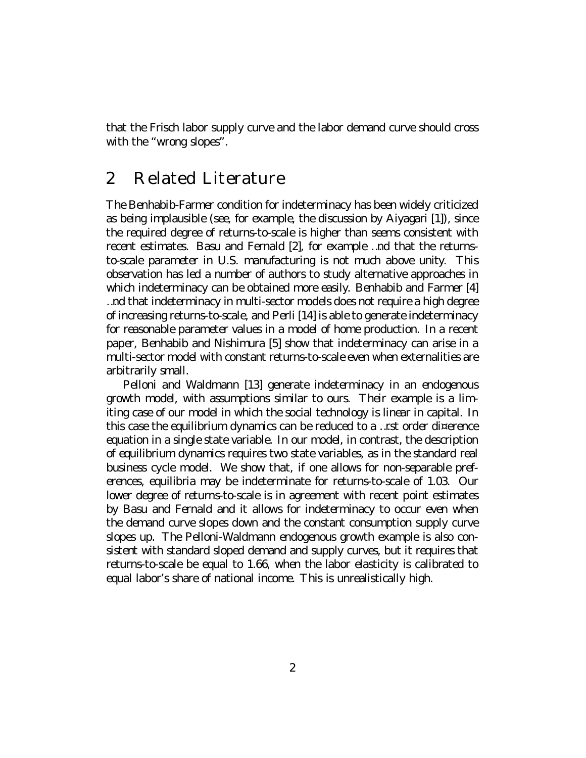that the Frisch labor supply curve and the labor demand curve should cross with the "wrong slopes".

## 2 Related Literature

The Benhabib-Farmer condition for indeterminacy has been widely criticized as being implausible (see, for example, the discussion by Aiyagari [1]), since the required degree of returns-to-scale is higher than seems consistent with recent estimates. Basu and Fernald [2], for example find that the returns-to-scale parameter in U.S. manufacturing is not much above unity. This observation has led a number of authors to study alternative approaches in which indeterminacy can be obtained more easily. Benhabib and Farmer [4] find that indeterminacy in multi-sector models does not require a high degree of increasing returns-to-scale, and Perli [14] is able to generate indeterminacy for reasonable parameter values in a model of home production. In a recent paper, Benhabib and Nishimura [5] show that indeterminacy can arise in a multi-sector model with constant returns-to-scale even when externalities are arbitrarily small.

Pelloni and Waldmann [13] generate indeterminacy in an endogenous growth model, with assumptions similar to ours. Their example is a limiting case of our model in which the social technology is linear in capital. In this case the equilibrium dynamics can be reduced to a first order difference equation in a single state variable. In our model, in contrast, the description of equilibrium dynamics requires two state variables, as in the standard real business cycle model. We show that, if one allows for non-separable preferences, equilibria may be indeterminate for returns-to-scale of 1.03. Our lower degree of returns-to-scale is in agreement with recent point estimates by Basu and Fernald and it allows for indeterminacy to occur even when the demand curve slopes down and the constant consumption supply curve slopes up. The Pelloni-Waldmann endogenous growth example is also consistent with standard sloped demand and supply curves, but it requires that returns-to-scale be equal to 1.66, when the labor elasticity is calibrated to equal labor's share of national income. This is unrealistically high.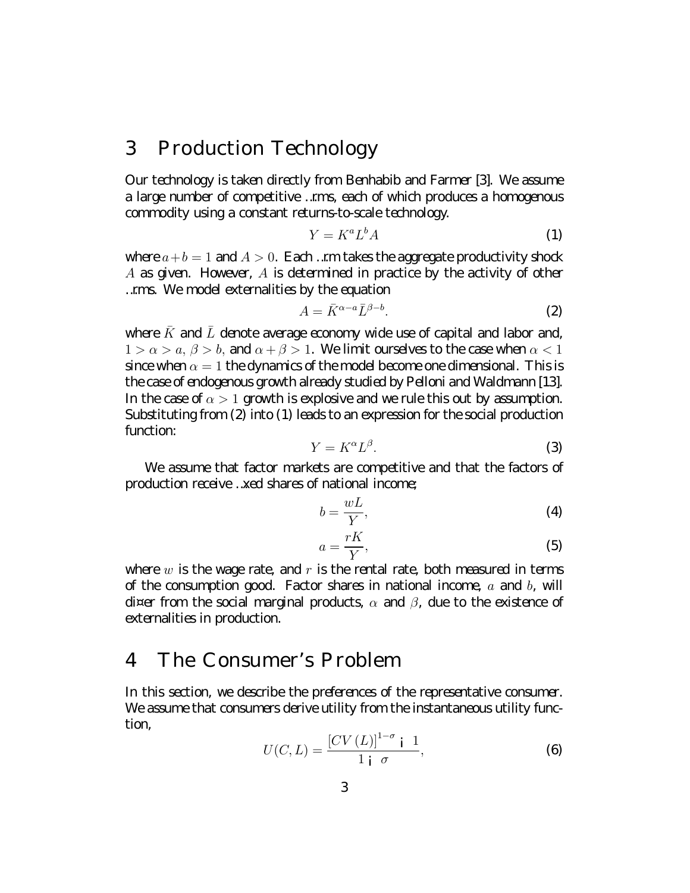## 3 Production Technology

Our technology is taken directly from Benhabib and Farmer [3]. We assume a large number of competitive firms, each of which produces a homogenous commodity using a constant returns-to-scale technology.

$$Y = K^a L^b A \tag{1}$$

where $a + b = 1$ and $A > 0$. Each firm takes the aggregate productivity shock $A$ as given. However, $A$ is determined in practice by the activity of other firms. We model externalities by the equation

$$A = \bar{K}^{\alpha - a} \bar{L}^{\beta - b}. \tag{2}$$

where $\bar{K}$ and $\bar{L}$ denote average economy wide use of capital and labor and, $1 > \alpha > a$, $\beta > b$, and $\alpha + \beta > 1$. We limit ourselves to the case when $\alpha < 1$ since when $\alpha = 1$ the dynamics of the model become one dimensional. This is the case of endogenous growth already studied by Pelloni and Waldmann [13]. In the case of $\alpha > 1$ growth is explosive and we rule this out by assumption. Substituting from (2) into (1) leads to an expression for the social production function:

$$Y = K^{\alpha} L^{\beta}. \tag{3}$$

We assume that factor markets are competitive and that the factors of production receive fixed shares of national income;

$$b = \frac{wL}{Y}, \tag{4}$$

$$a = \frac{rK}{Y}, \tag{5}$$

where $w$ is the wage rate, and $r$ is the rental rate, both measured in terms of the consumption good. Factor shares in national income, $a$ and $b$, will differ from the social marginal products, $\alpha$ and $\beta$, due to the existence of externalities in production.

## 4 The Consumer's Problem

In this section, we describe the preferences of the representative consumer. We assume that consumers derive utility from the instantaneous utility function,

$$U(C, L) = \frac{[CV(L)]^{1-\sigma} - 1}{1 - \sigma}, \tag{6}$$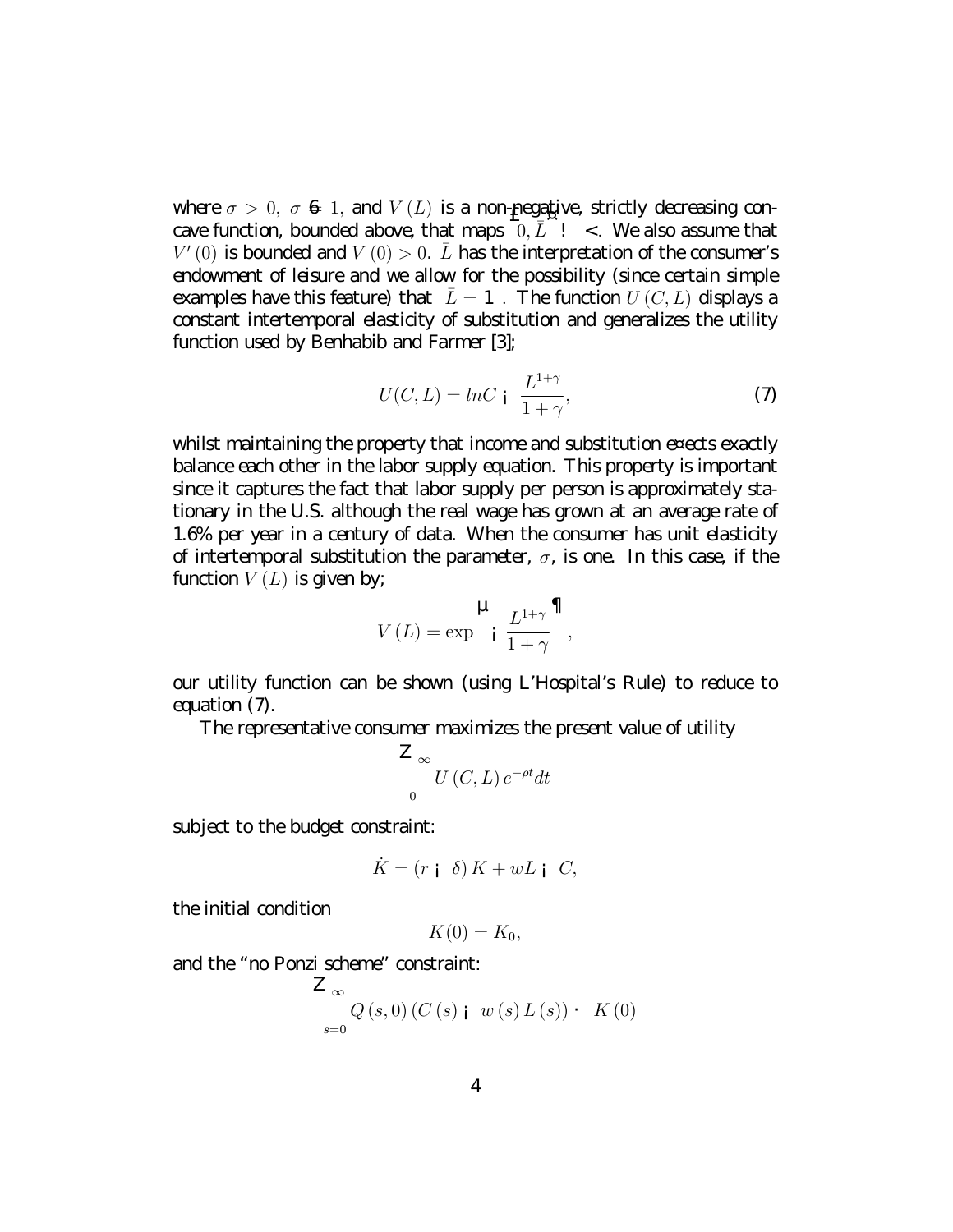where $\sigma > 0, \ \sigma \neq 1,$ and $V(L)$ is a non-negative, strictly decreasing concave function, bounded above, that maps $\left[0, \bar{L}\right] \to \Re$. We also assume that $V'(0)$ is bounded and $V(0) > 0$. $\bar{L}$ has the interpretation of the consumer's endowment of leisure and we allow for the possibility (since certain simple examples have this feature) that $\bar{L} = \infty$. The function $U(C, L)$ displays a constant intertemporal elasticity of substitution and generalizes the utility function used by Benhabib and Farmer [3];

$$U(C, L) = lnC - \frac{L^{1+\gamma}}{1+\gamma}, \tag{7}$$

whilst maintaining the property that income and substitution effects exactly balance each other in the labor supply equation. This property is important since it captures the fact that labor supply per person is approximately stationary in the U.S. although the real wage has grown at an average rate of 1.6% per year in a century of data. When the consumer has unit elasticity of intertemporal substitution the parameter, $\sigma$, is one. In this case, if the function $V(L)$ is given by;

$$V(L) = \exp\left(-\frac{L^{1+\gamma}}{1+\gamma}\right),$$

our utility function can be shown (using L'Hospital's Rule) to reduce to equation (7).

The representative consumer maximizes the present value of utility

$$\int_0^\infty U(C, L) e^{-\rho t} dt$$

subject to the budget constraint:

$$\dot{K} = (r - \delta) K + wL - C,$$

the initial condition

$$K(0) = K_0,$$

and the "no Ponzi scheme" constraint:

$$\int_{s=0}^\infty Q(s, 0) (C(s) - w(s) L(s)) \leq K(0)$$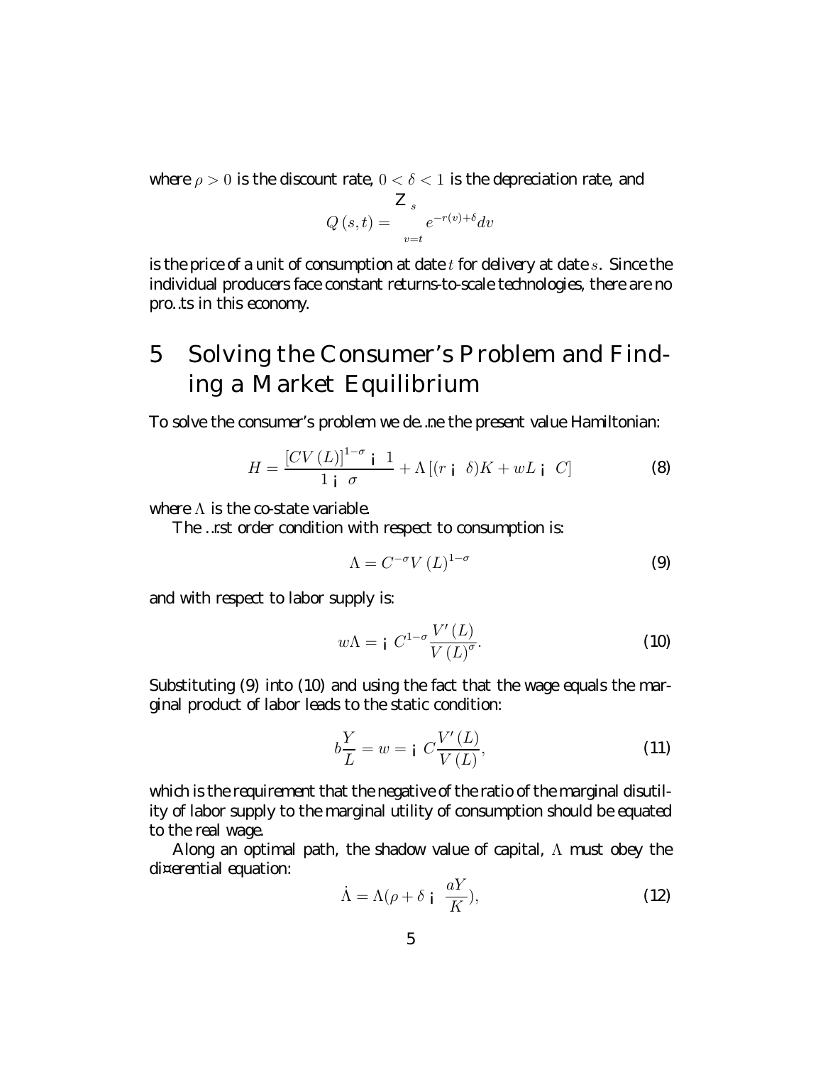where $\rho > 0$ is the discount rate, $0 < \delta < 1$ is the depreciation rate, and

$$Q(s,t) = \int_{v=t}^{s} e^{-r(v)+\delta} dv$$

is the price of a unit of consumption at date $t$ for delivery at date $s$. Since the individual producers face constant returns-to-scale technologies, there are no profits in this economy.

# 5 Solving the Consumer's Problem and Finding a Market Equilibrium

To solve the consumer's problem we define the present value Hamiltonian:

$$H = \frac{[CV(L)]^{1-\sigma} - 1}{1 - \sigma} + \Lambda[(r - \delta)K + wL - C] \tag{8}$$

where $\Lambda$ is the co-state variable.

The first order condition with respect to consumption is:

$$\Lambda = C^{-\sigma} V(L)^{1-\sigma} \tag{9}$$

and with respect to labor supply is:

$$w\Lambda = -C^{1-\sigma} \frac{V'(L)}{V(L)^{\sigma}}. \tag{10}$$

Substituting (9) into (10) and using the fact that the wage equals the marginal product of labor leads to the static condition:

$$b\frac{Y}{L} = w = -C\frac{V'(L)}{V(L)}, \tag{11}$$

which is the requirement that the negative of the ratio of the marginal disutility of labor supply to the marginal utility of consumption should be equated to the real wage.

Along an optimal path, the shadow value of capital, $\Lambda$ must obey the differential equation:

$$\dot{\Lambda} = \Lambda(\rho + \delta - \frac{aY}{K}), \tag{12}$$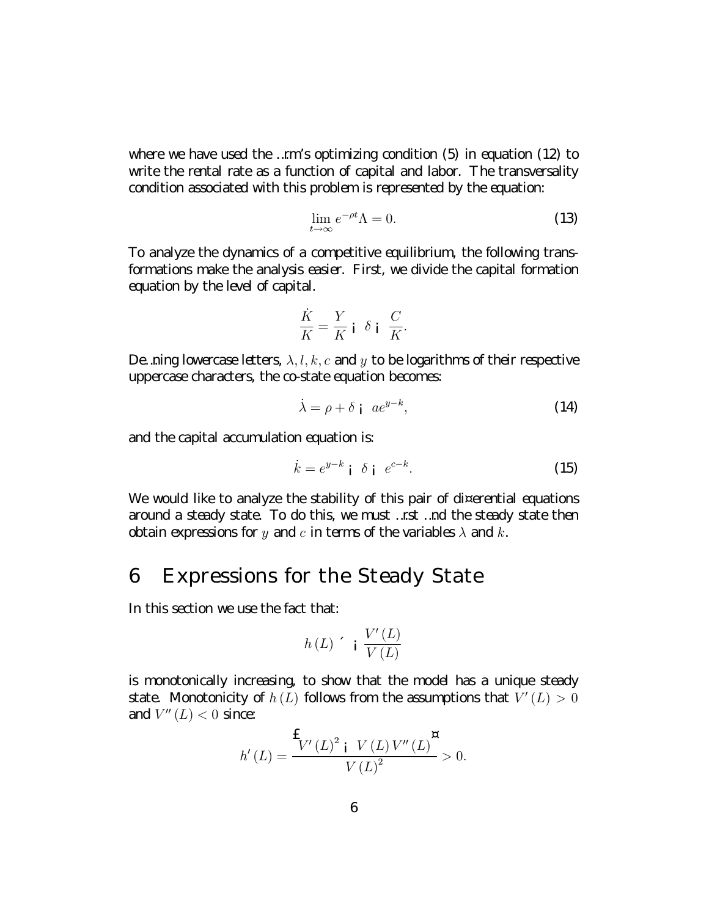where we have used the firm's optimizing condition (5) in equation (12) to write the rental rate as a function of capital and labor. The transversality condition associated with this problem is represented by the equation:

$$\lim_{t\to\infty} e^{-\rho t}\Lambda = 0. \tag{13}$$

To analyze the dynamics of a competitive equilibrium, the following transformations make the analysis easier. First, we divide the capital formation equation by the level of capital.

$$\frac{\dot{K}}{K} = \frac{Y}{K} - \delta - \frac{C}{K}.$$

Defining lowercase letters, $\lambda, l, k, c$ and $y$ to be logarithms of their respective uppercase characters, the co-state equation becomes:

$$\dot{\lambda} = \rho + \delta - ae^{y-k}, \tag{14}$$

and the capital accumulation equation is:

$$\dot{k} = e^{y-k} - \delta - e^{c-k}. \tag{15}$$

We would like to analyze the stability of this pair of differential equations around a steady state. To do this, we must first find the steady state then obtain expressions for $y$ and $c$ in terms of the variables $\lambda$ and $k$.

## 6 Expressions for the Steady State

In this section we use the fact that:

$$h(L) \equiv -\frac{V'(L)}{V(L)}$$

is monotonically increasing, to show that the model has a unique steady state. Monotonicity of $h(L)$ follows from the assumptions that $V'(L) > 0$ and $V''(L) < 0$ since:

$$h'(L) = \frac{\left[V'(L)^2 - V(L)V''(L)\right]}{V(L)^2} > 0.$$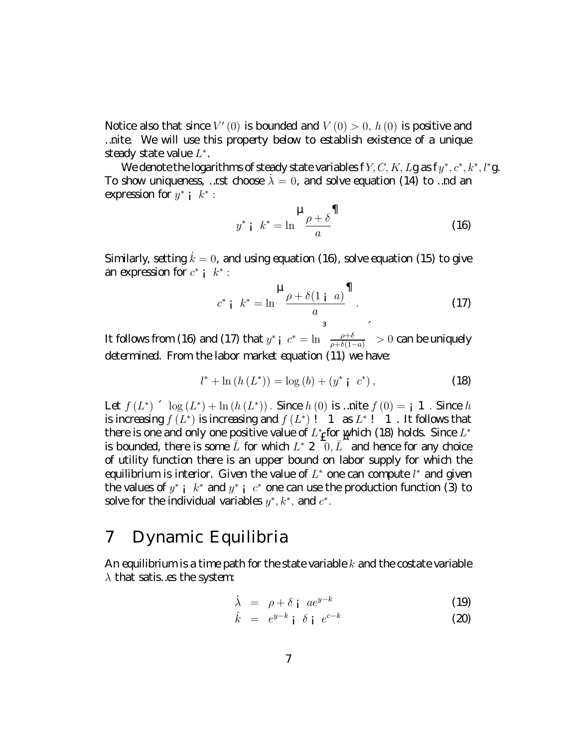Notice also that since $V'(0)$ is bounded and $V(0) > 0$, $h(0)$ is positive and finite. We will use this property below to establish existence of a unique steady state value $L^*$.

We denote the logarithms of steady state variables $\{Y, C, K, L\}$ as $\{y^*, c^*, k^*, l^*\}$. To show uniqueness, first choose $\dot{\lambda} = 0$, and solve equation (14) to find an expression for $y^* - k^*$ :

$$y^* - k^* = \ln\left(\frac{\rho + \delta}{a}\right) \tag{16}$$

Similarly, setting $\dot{k} = 0$, and using equation (16), solve equation (15) to give an expression for $c^* - k^*$ :

$$c^* - k^* = \ln\left(\frac{\rho + \delta(1 - a)}{a}\right). \tag{17}$$

It follows from (16) and (17) that $y^* - c^* = \ln\left(\frac{\rho+\delta}{\rho+\delta(1-a)}\right) > 0$ can be uniquely determined. From the labor market equation (11) we have:

$$l^* + \ln\left(h\left(L^*\right)\right) = \log\left(b\right) + \left(y^* - c^*\right), \tag{18}$$

Let $f(L^*) \equiv \log(L^*) + \ln(h(L^*))$. Since $h(0)$ is finite $f(0) = -\infty$. Since $h$ is increasing $f(L^*)$ is increasing and $f(L^*) \to \infty$ as $L^* \to \infty$. It follows that there is one and only one positive value of $L^*$ for which (18) holds. Since $L^*$ is bounded, there is some $\bar{L}$ for which $L^* \in \left[0, \bar{L}\right]$ and hence for any choice of utility function there is an upper bound on labor supply for which the equilibrium is interior. Given the value of $L^*$ one can compute $l^*$ and given the values of $y^* - k^*$ and $y^* - c^*$ one can use the production function (3) to solve for the individual variables $y^*, k^*$, and $c^*$.

# 7 Dynamic Equilibria

An equilibrium is a time path for the state variable $k$ and the costate variable $\lambda$ that satisfies the system:

$$\dot{\lambda} = \rho + \delta - ae^{y-k} \tag{19}$$

$$\dot{k} = e^{y-k} - \delta - e^{c-k} \tag{20}$$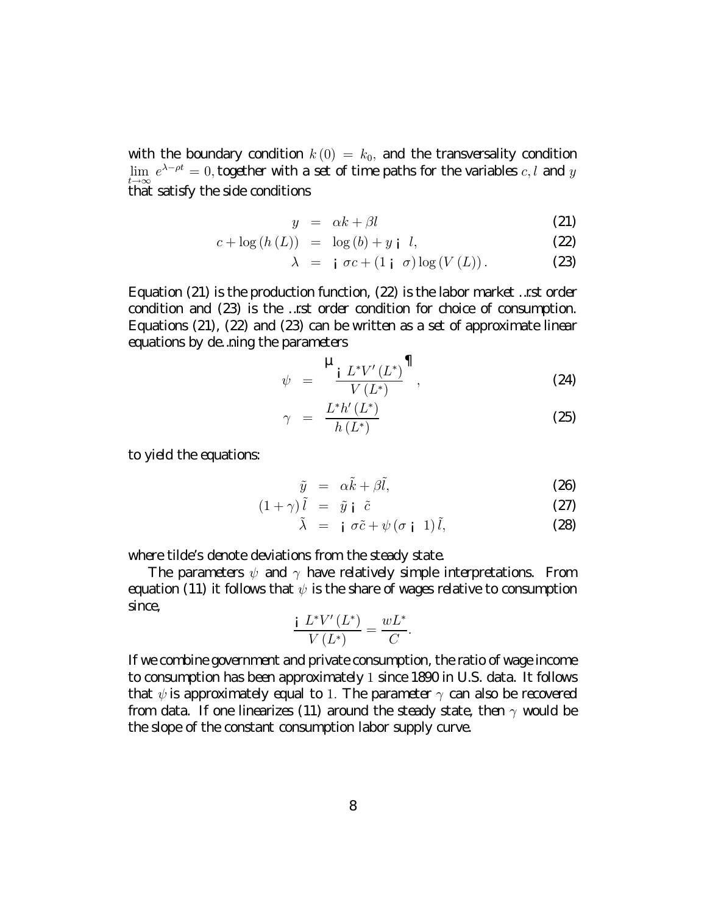with the boundary condition $k(0) = k_0$, and the transversality condition $\lim_{t\to\infty} e^{\lambda-\rho t} = 0$, together with a set of time paths for the variables $c, l$ and $y$ that satisfy the side conditions

$$y = \alpha k + \beta l \tag{21}$$

$$c + \log(h(L)) = \log(b) + y - l, \tag{22}$$

$$\lambda = -\sigma c + (1-\sigma)\log(V(L)). \tag{23}$$

Equation (21) is the production function, (22) is the labor market first order condition and (23) is the first order condition for choice of consumption. Equations (21), (22) and (23) can be written as a set of approximate linear equations by defining the parameters

$$\psi = \left(\frac{-L^* V'(L^*)}{V(L^*)}\right), \tag{24}$$

$$\gamma = \frac{L^* h'(L^*)}{h(L^*)} \tag{25}$$

to yield the equations:

$$\tilde{y} = \alpha \tilde{k} + \beta \tilde{l}, \tag{26}$$

$$(1+\gamma)\tilde{l} = \tilde{y} - \tilde{c} \tag{27}$$

$$\tilde{\lambda} = -\sigma \tilde{c} + \psi(\sigma - 1)\tilde{l}, \tag{28}$$

where tilde's denote deviations from the steady state.

The parameters $\psi$ and $\gamma$ have relatively simple interpretations. From equation (11) it follows that $\psi$ is the share of wages relative to consumption since,

$$\frac{-L^* V'(L^*)}{V(L^*)} = \frac{wL^*}{C}.$$

If we combine government and private consumption, the ratio of wage income to consumption has been approximately $1$ since 1890 in U.S. data. It follows that $\psi$ is approximately equal to $1$. The parameter $\gamma$ can also be recovered from data. If one linearizes (11) around the steady state, then $\gamma$ would be the slope of the constant consumption labor supply curve.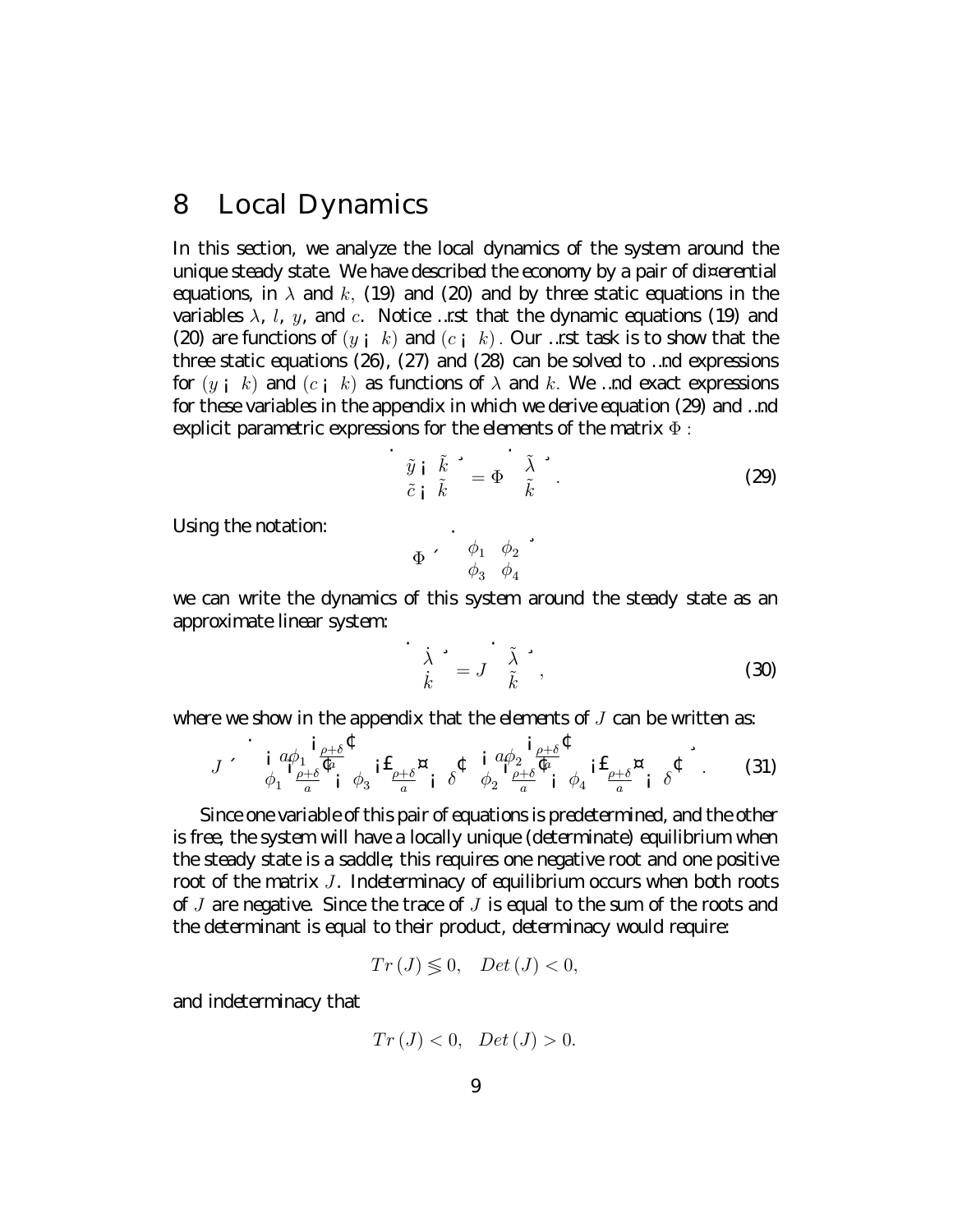# 8 Local Dynamics

In this section, we analyze the local dynamics of the system around the unique steady state. We have described the economy by a pair of differential equations, in $\lambda$ and $k$, (19) and (20) and by three static equations in the variables $\lambda$, $l$, $y$, and $c$. Notice first that the dynamic equations (19) and (20) are functions of $(y - k)$ and $(c - k)$. Our first task is to show that the three static equations (26), (27) and (28) can be solved to find expressions for $(y - k)$ and $(c - k)$ as functions of $\lambda$ and $k$. We find exact expressions for these variables in the appendix in which we derive equation (29) and find explicit parametric expressions for the elements of the matrix $\Phi$ :

$$\begin{bmatrix} \tilde{y} - \tilde{k} \\ \tilde{c} - \tilde{k} \end{bmatrix} = \Phi \begin{bmatrix} \tilde{\lambda} \\ \tilde{k} \end{bmatrix}. \tag{29}$$

Using the notation:

$$\Phi \equiv \begin{bmatrix} \phi_1 & \phi_2 \\ \phi_3 & \phi_4 \end{bmatrix}$$

we can write the dynamics of this system around the steady state as an approximate linear system:

$$\begin{bmatrix} \dot{\lambda} \\ \dot{k} \end{bmatrix} = J \begin{bmatrix} \tilde{\lambda} \\ \tilde{k} \end{bmatrix}, \tag{30}$$

where we show in the appendix that the elements of $J$ can be written as:

$$J \equiv \begin{bmatrix} -a\phi_1 \left(\frac{\rho+\delta}{a}\right) & -a\phi_2 \left(\frac{\rho+\delta}{a}\right) \\ \phi_1 \left(\frac{\rho+\delta}{a}\right) - \phi_3 \left[\left(\frac{\rho+\delta}{a}\right) - \delta\right] & \phi_2 \left(\frac{\rho+\delta}{a}\right) - \phi_4 \left[\left(\frac{\rho+\delta}{a}\right) - \delta\right] \end{bmatrix}. \tag{31}$$

Since one variable of this pair of equations is predetermined, and the other is free, the system will have a locally unique (determinate) equilibrium when the steady state is a saddle; this requires one negative root and one positive root of the matrix $J$. Indeterminacy of equilibrium occurs when both roots of $J$ are negative. Since the trace of $J$ is equal to the sum of the roots and the determinant is equal to their product, determinacy would require:

$$Tr\left(J\right) \lesseqgtr 0, \quad Det\left(J\right) < 0,$$

and indeterminacy that

$$Tr\left(J\right) < 0, \quad Det\left(J\right) > 0.$$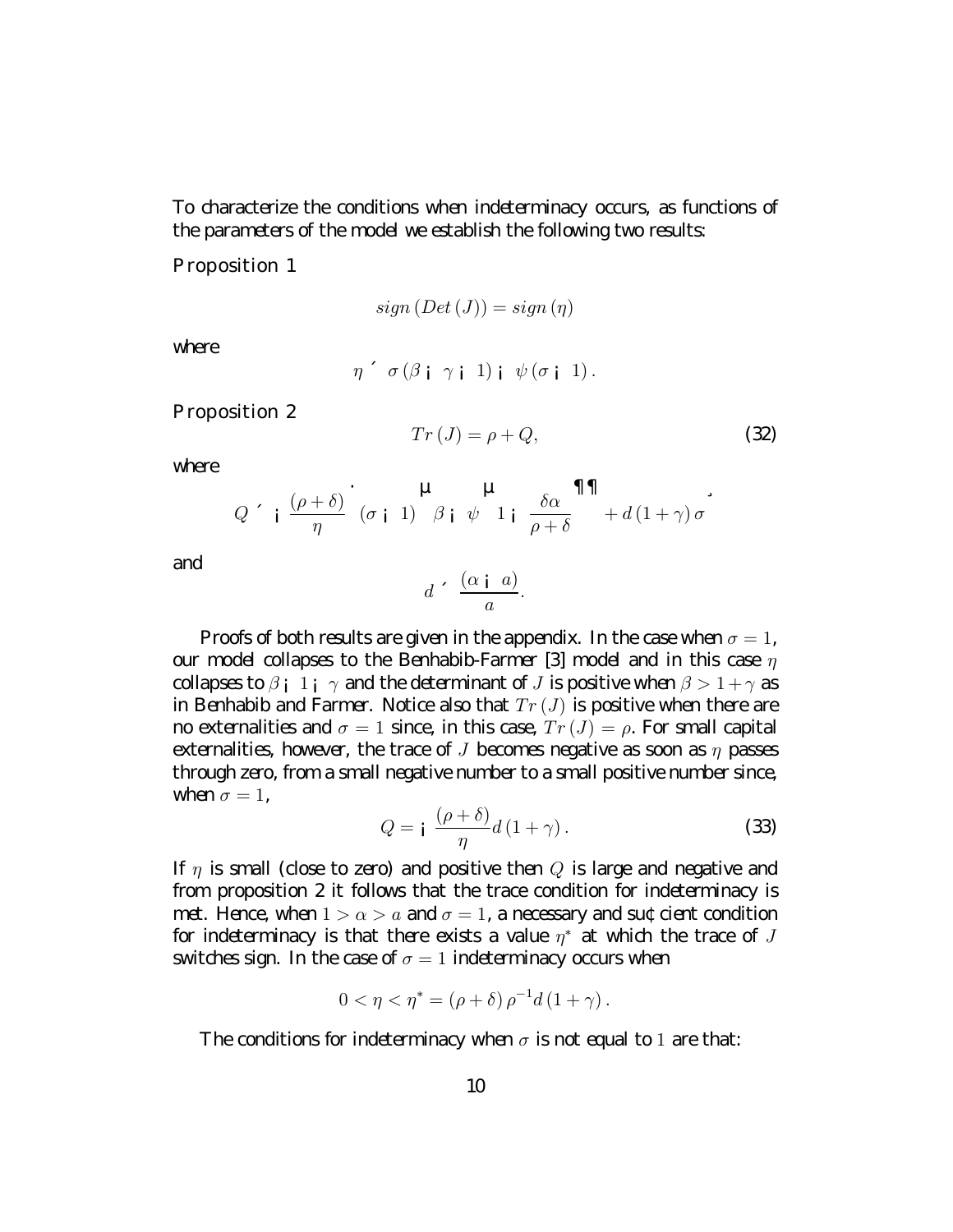To characterize the conditions when indeterminacy occurs, as functions of the parameters of the model we establish the following two results:

**Proposition 1**

$$sign\left(Det\left(J\right)\right) = sign\left(\eta\right)$$

where

$$\eta \equiv \sigma\left(\beta - \gamma - 1\right) - \psi\left(\sigma - 1\right).$$

**Proposition 2**

$$Tr\left(J\right) = \rho + Q, \tag{32}$$

where

$$Q \equiv -\frac{(\rho+\delta)}{\eta}\left[(\sigma-1)\left(\beta - \psi\left(1 - \frac{\delta\alpha}{\rho+\delta}\right)\right) + d\left(1+\gamma\right)\sigma\right]$$

and

$$d \equiv \frac{(\alpha - a)}{a}.$$

Proofs of both results are given in the appendix. In the case when $\sigma = 1$, our model collapses to the Benhabib-Farmer [3] model and in this case $\eta$ collapses to $\beta - 1 - \gamma$ and the determinant of $J$ is positive when $\beta > 1 + \gamma$ as in Benhabib and Farmer. Notice also that $Tr\left(J\right)$ is positive when there are no externalities and $\sigma = 1$ since, in this case, $Tr\left(J\right) = \rho$. For small capital externalities, however, the trace of $J$ becomes negative as soon as $\eta$ passes through zero, from a small negative number to a small positive number since, when $\sigma = 1$,

$$Q = -\frac{(\rho+\delta)}{\eta} d\left(1+\gamma\right). \tag{33}$$

If $\eta$ is small (close to zero) and positive then $Q$ is large and negative and from proposition 2 it follows that the trace condition for indeterminacy is met. Hence, when $1 > \alpha > a$ and $\sigma = 1$, a necessary and sufficient condition for indeterminacy is that there exists a value $\eta^*$ at which the trace of $J$ switches sign. In the case of $\sigma = 1$ indeterminacy occurs when

$$0 < \eta < \eta^* = (\rho+\delta)\,\rho^{-1} d\left(1+\gamma\right).$$

The conditions for indeterminacy when $\sigma$ is not equal to $1$ are that: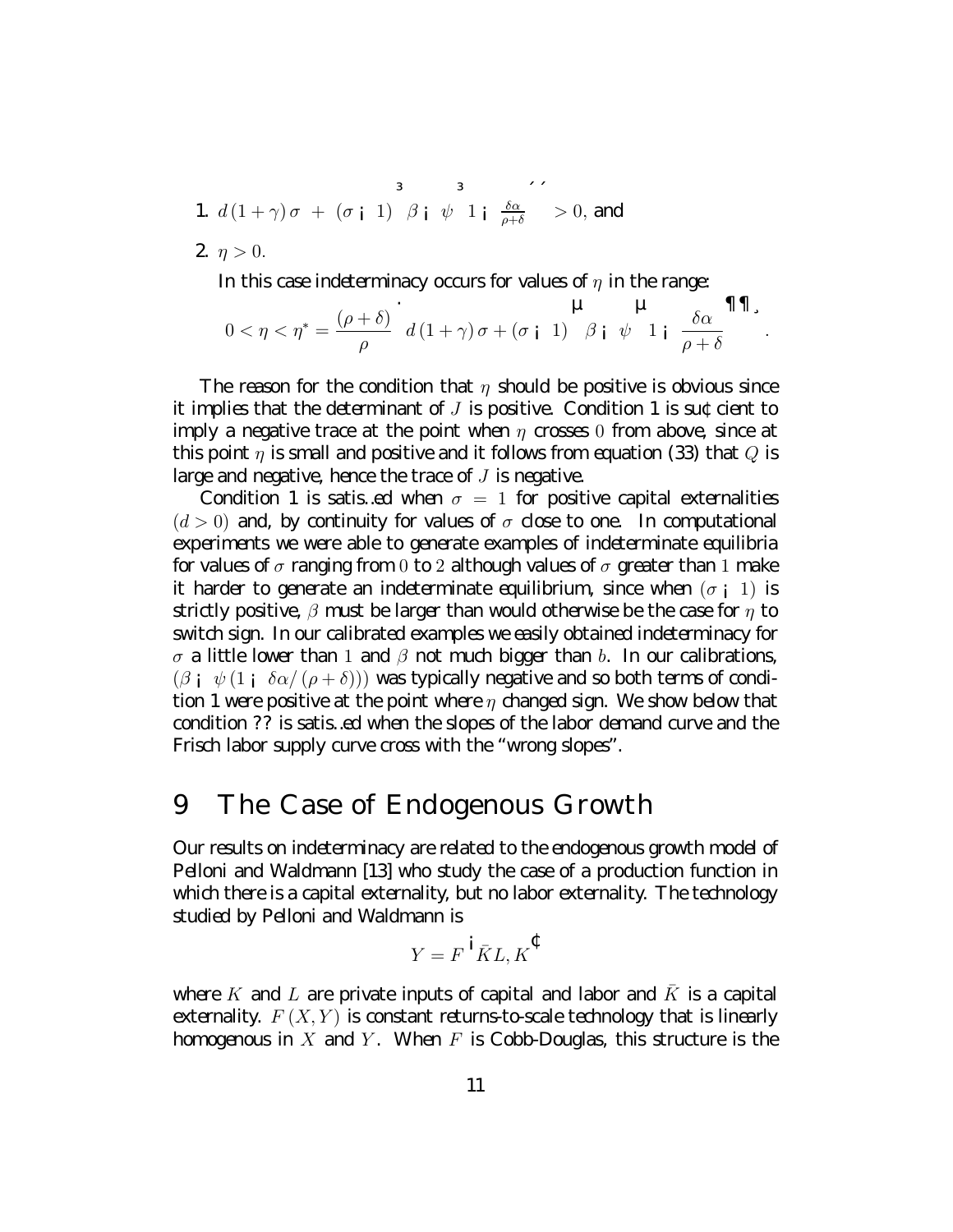1. $d(1+\gamma)\sigma + (\sigma - 1)\left(\beta - \psi\left(1 - \frac{\delta\alpha}{\rho+\delta}\right)\right) > 0$, and

2. $\eta > 0.$

   In this case indeterminacy occurs for values of $\eta$ in the range:

$$0 < \eta < \eta^* = \frac{(\rho+\delta)}{\rho}\left[d(1+\gamma)\sigma + (\sigma - 1)\left(\beta - \psi\left(1 - \frac{\delta\alpha}{\rho+\delta}\right)\right)\right].$$

The reason for the condition that $\eta$ should be positive is obvious since it implies that the determinant of $J$ is positive. Condition 1 is sufficient to imply a negative trace at the point when $\eta$ crosses $0$ from above, since at this point $\eta$ is small and positive and it follows from equation (33) that $Q$ is large and negative, hence the trace of $J$ is negative.

Condition 1 is satisfied when $\sigma = 1$ for positive capital externalities $(d > 0)$ and, by continuity for values of $\sigma$ close to one. In computational experiments we were able to generate examples of indeterminate equilibria for values of $\sigma$ ranging from $0$ to $2$ although values of $\sigma$ greater than $1$ make it harder to generate an indeterminate equilibrium, since when $(\sigma - 1)$ is strictly positive, $\beta$ must be larger than would otherwise be the case for $\eta$ to switch sign. In our calibrated examples we easily obtained indeterminacy for $\sigma$ a little lower than $1$ and $\beta$ not much bigger than $b$. In our calibrations, $(\beta - \psi(1 - \delta\alpha/(\rho+\delta)))$ was typically negative and so both terms of condition 1 were positive at the point where $\eta$ changed sign. We show below that condition ?? is satisfied when the slopes of the labor demand curve and the Frisch labor supply curve cross with the "wrong slopes".

# 9 The Case of Endogenous Growth

Our results on indeterminacy are related to the endogenous growth model of Pelloni and Waldmann [13] who study the case of a production function in which there is a capital externality, but no labor externality. The technology studied by Pelloni and Waldmann is

$$Y = F\left(\bar{K}L, K\right)$$

where $K$ and $L$ are private inputs of capital and labor and $\bar{K}$ is a capital externality. $F(X, Y)$ is constant returns-to-scale technology that is linearly homogenous in $X$ and $Y$. When $F$ is Cobb-Douglas, this structure is the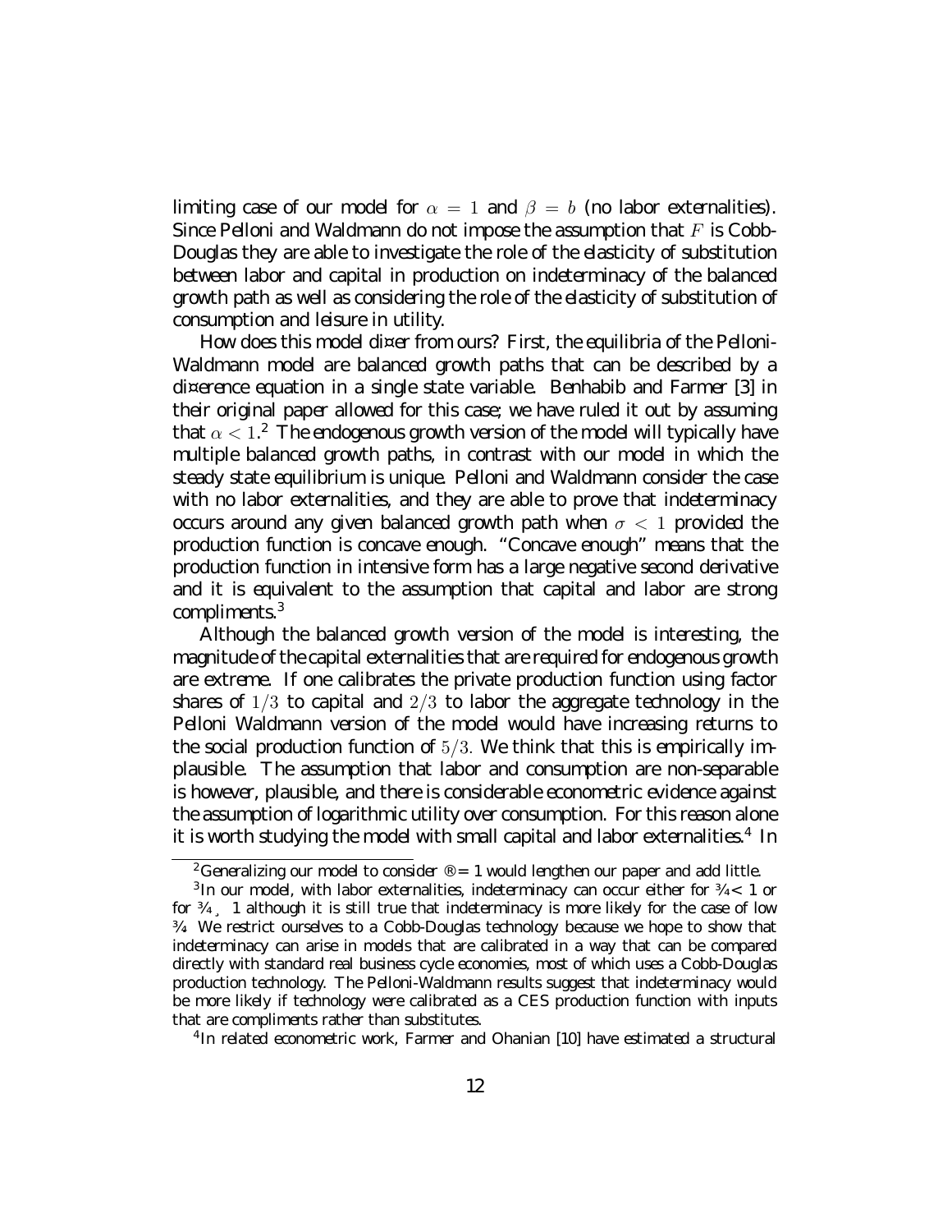limiting case of our model for $\alpha = 1$ and $\beta = b$ (no labor externalities). Since Pelloni and Waldmann do not impose the assumption that $F$ is Cobb-Douglas they are able to investigate the role of the elasticity of substitution between labor and capital in production on indeterminacy of the balanced growth path as well as considering the role of the elasticity of substitution of consumption and leisure in utility.

How does this model differ from ours? First, the equilibria of the Pelloni-Waldmann model are balanced growth paths that can be described by a difference equation in a single state variable. Benhabib and Farmer [3] in their original paper allowed for this case; we have ruled it out by assuming that $\alpha < 1$.[2] The endogenous growth version of the model will typically have multiple balanced growth paths, in contrast with our model in which the steady state equilibrium is unique. Pelloni and Waldmann consider the case with no labor externalities, and they are able to prove that indeterminacy occurs around any given balanced growth path when $\sigma < 1$ provided the production function is concave enough. "Concave enough" means that the production function in intensive form has a large negative second derivative and it is equivalent to the assumption that capital and labor are strong compliments.[3]

Although the balanced growth version of the model is interesting, the magnitude of the capital externalities that are required for endogenous growth are extreme. If one calibrates the private production function using factor shares of $1/3$ to capital and $2/3$ to labor the aggregate technology in the Pelloni Waldmann version of the model would have increasing returns to the social production function of $5/3$. We think that this is empirically implausible. The assumption that labor and consumption are non-separable is however, plausible, and there is considerable econometric evidence against the assumption of logarithmic utility over consumption. For this reason alone it is worth studying the model with small capital and labor externalities.[4] In

---

[2] Generalizing our model to consider $\alpha = 1$ would lengthen our paper and add little.

[3] In our model, with labor externalities, indeterminacy can occur either for $\sigma < 1$ or for $\sigma \geq 1$ although it is still true that indeterminacy is more likely for the case of low $\sigma$. We restrict ourselves to a Cobb-Douglas technology because we hope to show that indeterminacy can arise in models that are calibrated in a way that can be compared directly with standard real business cycle economies, most of which uses a Cobb-Douglas production technology. The Pelloni-Waldmann results suggest that indeterminacy would be more likely if technology were calibrated as a CES production function with inputs that are compliments rather than substitutes.

[4] In related econometric work, Farmer and Ohanian [10] have estimated a structural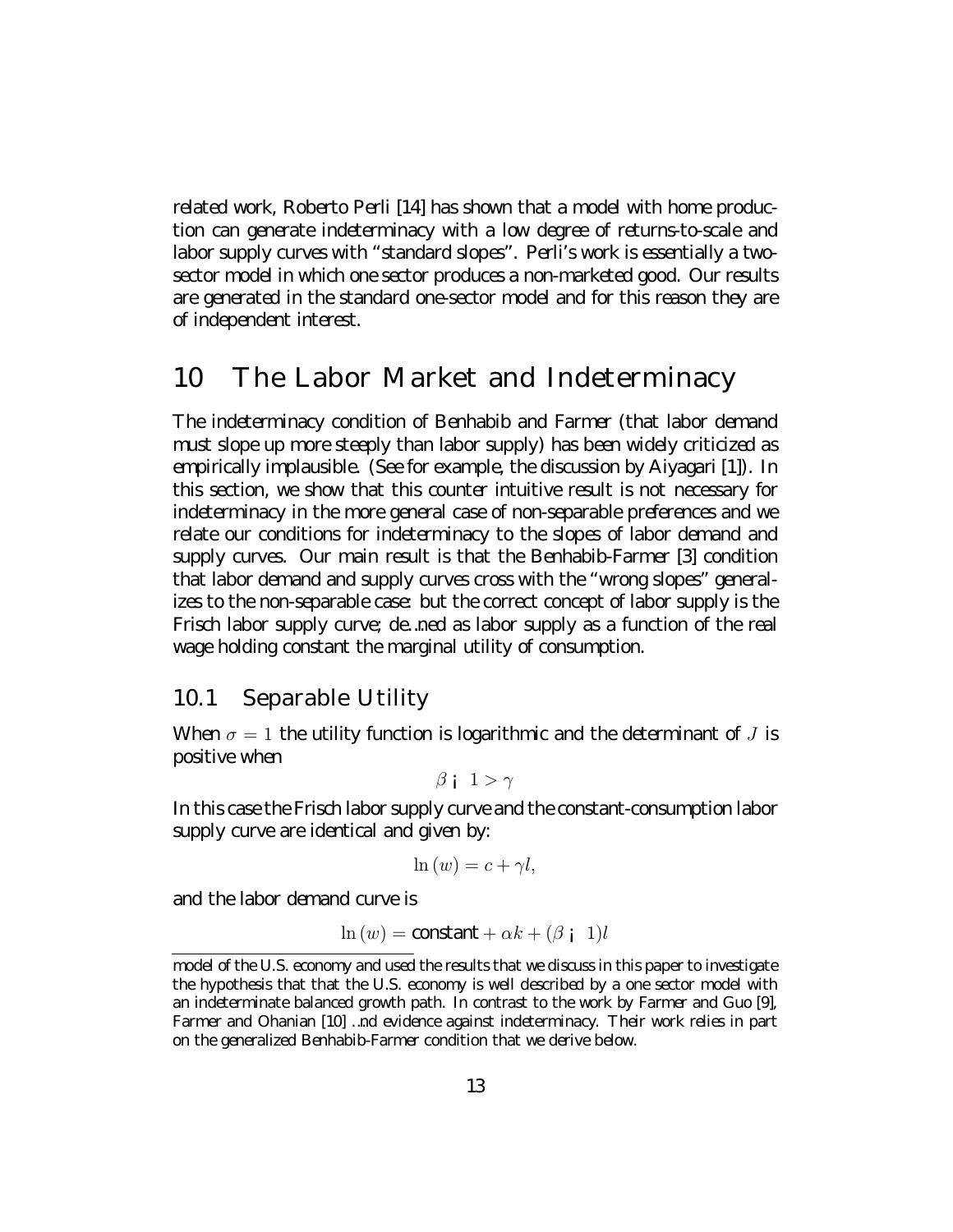related work, Roberto Perli [14] has shown that a model with home production can generate indeterminacy with a low degree of returns-to-scale and labor supply curves with "standard slopes". Perli's work is essentially a two-sector model in which one sector produces a non-marketed good. Our results are generated in the standard one-sector model and for this reason they are of independent interest.

# 10 The Labor Market and Indeterminacy

The indeterminacy condition of Benhabib and Farmer (that labor demand must slope up more steeply than labor supply) has been widely criticized as empirically implausible. (See for example, the discussion by Aiyagari [1]). In this section, we show that this counter intuitive result is not necessary for indeterminacy in the more general case of non-separable preferences and we relate our conditions for indeterminacy to the slopes of labor demand and supply curves. Our main result is that the Benhabib-Farmer [3] condition that labor demand and supply curves cross with the "wrong slopes" generalizes to the non-separable case: but the correct concept of labor supply is the Frisch labor supply curve; defined as labor supply as a function of the real wage holding constant the marginal utility of consumption.

## 10.1 Separable Utility

When $\sigma = 1$ the utility function is logarithmic and the determinant of $J$ is positive when

$$\beta - 1 > \gamma$$

In this case the Frisch labor supply curve and the constant-consumption labor supply curve are identical and given by:

$$\ln(w) = c + \gamma l,$$

and the labor demand curve is

$$\ln(w) = \text{constant} + \alpha k + (\beta - 1)l$$

model of the U.S. economy and used the results that we discuss in this paper to investigate the hypothesis that that the U.S. economy is well described by a one sector model with an indeterminate balanced growth path. In contrast to the work by Farmer and Guo [9], Farmer and Ohanian [10] find evidence against indeterminacy. Their work relies in part on the generalized Benhabib-Farmer condition that we derive below.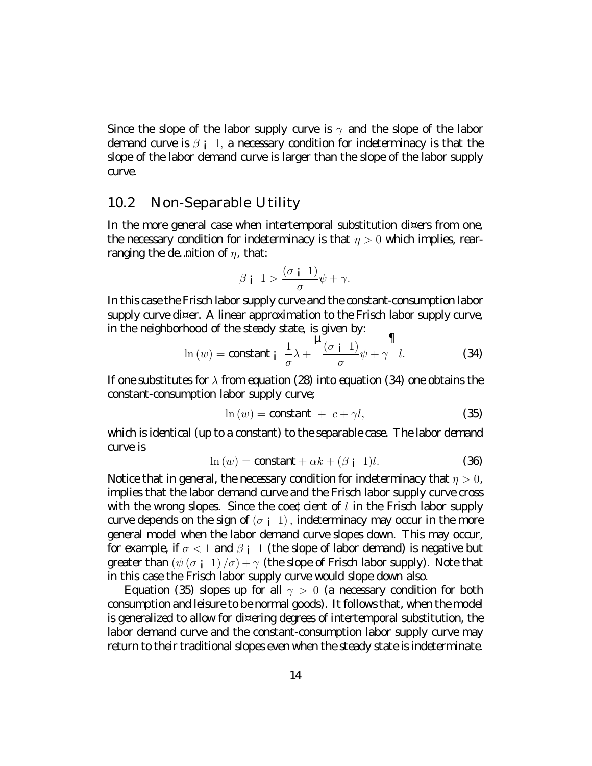Since the slope of the labor supply curve is $\gamma$ and the slope of the labor demand curve is $\beta - 1$, a necessary condition for indeterminacy is that the slope of the labor demand curve is larger than the slope of the labor supply curve.

## 10.2 Non-Separable Utility

In the more general case when intertemporal substitution differs from one, the necessary condition for indeterminacy is that $\eta > 0$ which implies, rearranging the definition of $\eta$, that:

$$\beta - 1 > \frac{(\sigma - 1)}{\sigma}\psi + \gamma.$$

In this case the Frisch labor supply curve and the constant-consumption labor supply curve differ. A linear approximation to the Frisch labor supply curve, in the neighborhood of the steady state, is given by:

$$\ln(w) = \text{constant} - \frac{1}{\sigma}\lambda + \left(\frac{(\sigma - 1)}{\sigma}\psi + \gamma\right) l. \tag{34}$$

If one substitutes for $\lambda$ from equation (28) into equation (34) one obtains the constant-consumption labor supply curve;

$$\ln(w) = \text{constant} + c + \gamma l, \tag{35}$$

which is identical (up to a constant) to the separable case. The labor demand curve is

$$\ln(w) = \text{constant} + \alpha k + (\beta - 1)l. \tag{36}$$

Notice that in general, the necessary condition for indeterminacy that $\eta > 0$, implies that the labor demand curve and the Frisch labor supply curve cross with the wrong slopes. Since the coefficient of $l$ in the Frisch labor supply curve depends on the sign of $(\sigma - 1)$, indeterminacy may occur in the more general model when the labor demand curve slopes down. This may occur, for example, if $\sigma < 1$ and $\beta - 1$ (the slope of labor demand) is negative but greater than $(\psi(\sigma - 1)/\sigma) + \gamma$ (the slope of Frisch labor supply). Note that in this case the Frisch labor supply curve would slope down also.

Equation (35) slopes up for all $\gamma > 0$ (a necessary condition for both consumption and leisure to be normal goods). It follows that, when the model is generalized to allow for differing degrees of intertemporal substitution, the labor demand curve and the constant-consumption labor supply curve may return to their traditional slopes even when the steady state is indeterminate.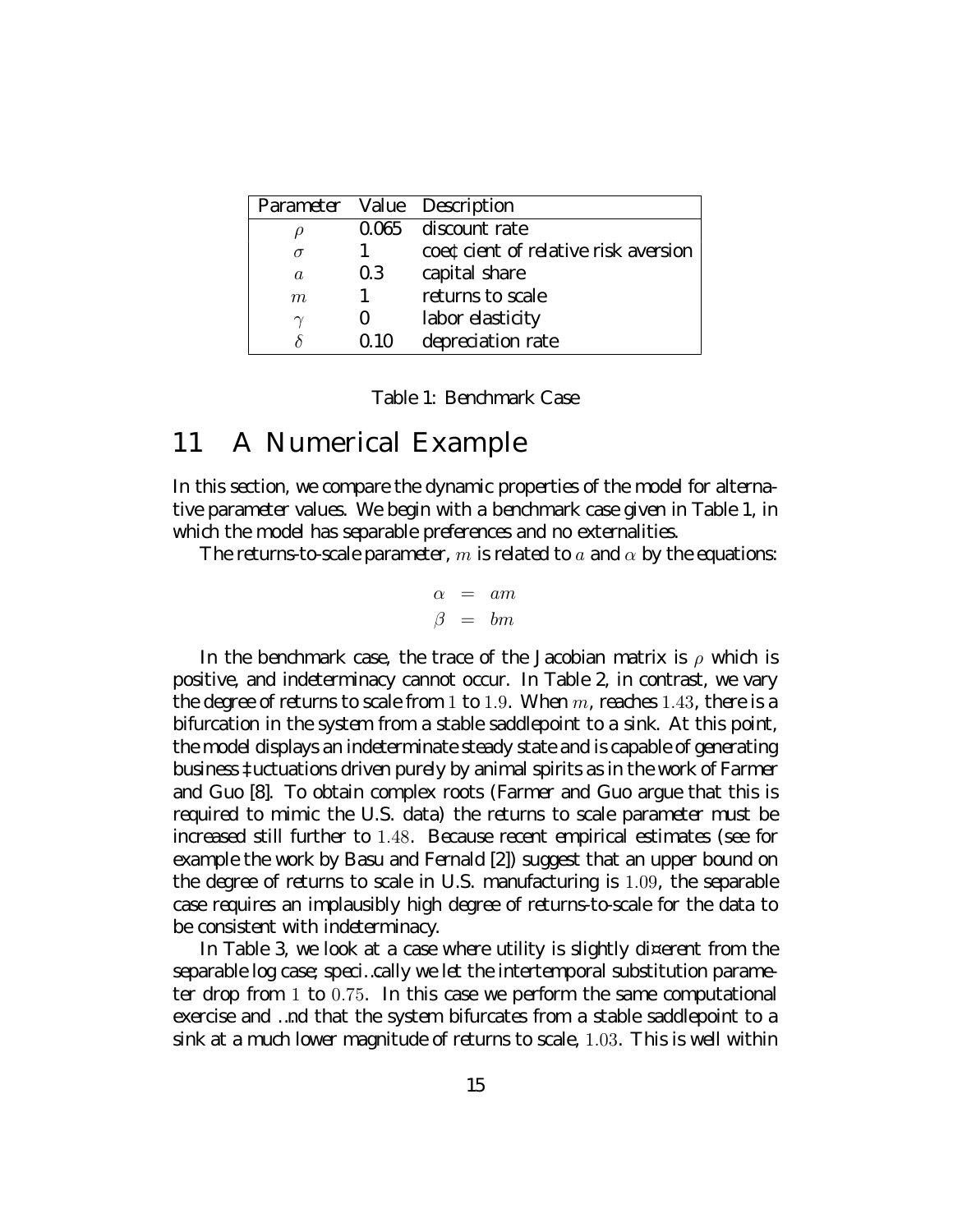| Parameter | Value | Description |
|---|---|---|
| $\rho$ | 0.065 | discount rate |
| $\sigma$ | 1 | coefficient of relative risk aversion |
| $a$ | 0.3 | capital share |
| $m$ | 1 | returns to scale |
| $\gamma$ | 0 | labor elasticity |
| $\delta$ | 0.10 | depreciation rate |

Table 1: Benchmark Case

# 11 A Numerical Example

In this section, we compare the dynamic properties of the model for alternative parameter values. We begin with a benchmark case given in Table 1, in which the model has separable preferences and no externalities.

The returns-to-scale parameter, $m$ is related to $a$ and $\alpha$ by the equations:

$$\begin{aligned}\alpha &= am \\ \beta &= bm\end{aligned}$$

In the benchmark case, the trace of the Jacobian matrix is $\rho$ which is positive, and indeterminacy cannot occur. In Table 2, in contrast, we vary the degree of returns to scale from $1$ to $1.9$. When $m$, reaches $1.43$, there is a bifurcation in the system from a stable saddlepoint to a sink. At this point, the model displays an indeterminate steady state and is capable of generating business fluctuations driven purely by animal spirits as in the work of Farmer and Guo [8]. To obtain complex roots (Farmer and Guo argue that this is required to mimic the U.S. data) the returns to scale parameter must be increased still further to $1.48$. Because recent empirical estimates (see for example the work by Basu and Fernald [2]) suggest that an upper bound on the degree of returns to scale in U.S. manufacturing is $1.09$, the separable case requires an implausibly high degree of returns-to-scale for the data to be consistent with indeterminacy.

In Table 3, we look at a case where utility is slightly different from the separable log case; specifically we let the intertemporal substitution parameter drop from $1$ to $0.75$. In this case we perform the same computational exercise and find that the system bifurcates from a stable saddlepoint to a sink at a much lower magnitude of returns to scale, $1.03$. This is well within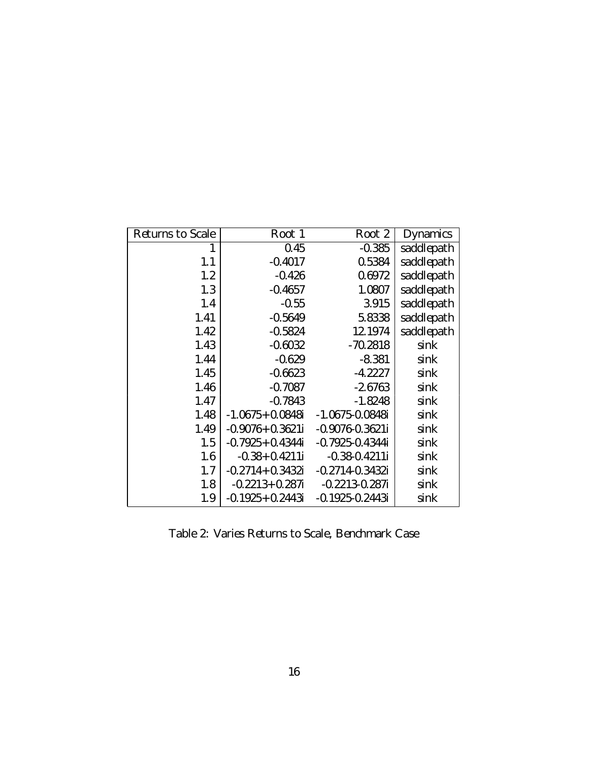| Returns to Scale | Root 1 | Root 2 | Dynamics |
|---|---|---|---|
| 1 | 0.45 | -0.385 | saddlepath |
| 1.1 | -0.4017 | 0.5384 | saddlepath |
| 1.2 | -0.426 | 0.6972 | saddlepath |
| 1.3 | -0.4657 | 1.0807 | saddlepath |
| 1.4 | -0.55 | 3.915 | saddlepath |
| 1.41 | -0.5649 | 5.8338 | saddlepath |
| 1.42 | -0.5824 | 12.1974 | saddlepath |
| 1.43 | -0.6032 | -70.2818 | sink |
| 1.44 | -0.629 | -8.381 | sink |
| 1.45 | -0.6623 | -4.2227 | sink |
| 1.46 | -0.7087 | -2.6763 | sink |
| 1.47 | -0.7843 | -1.8248 | sink |
| 1.48 | -1.0675+0.0848i | -1.0675-0.0848i | sink |
| 1.49 | -0.9076+0.3621i | -0.9076-0.3621i | sink |
| 1.5 | -0.7925+0.4344i | -0.7925-0.4344i | sink |
| 1.6 | -0.38+0.4211i | -0.38-0.4211i | sink |
| 1.7 | -0.2714+0.3432i | -0.2714-0.3432i | sink |
| 1.8 | -0.2213+0.287i | -0.2213-0.287i | sink |
| 1.9 | -0.1925+0.2443i | -0.1925-0.2443i | sink |

Table 2: Varies Returns to Scale, Benchmark Case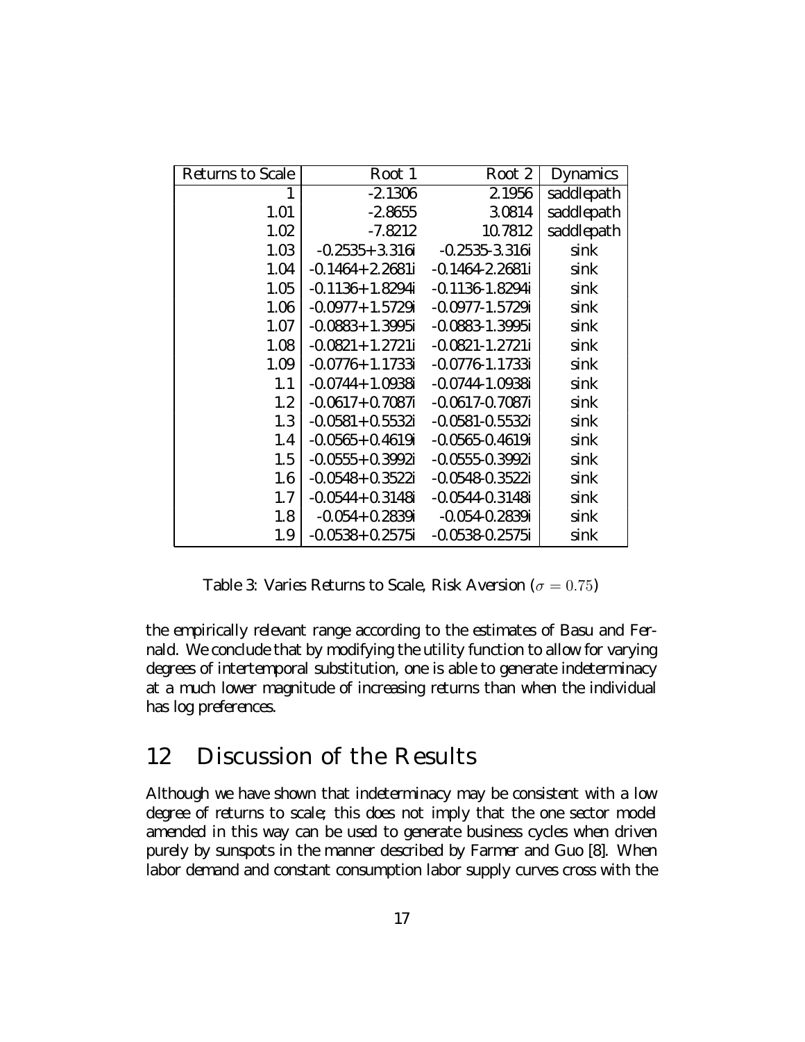| Returns to Scale | Root 1 | Root 2 | Dynamics |
|---|---|---|---|
| 1 | -2.1306 | 2.1956 | saddlepath |
| 1.01 | -2.8655 | 3.0814 | saddlepath |
| 1.02 | -7.8212 | 10.7812 | saddlepath |
| 1.03 | -0.2535+3.316i | -0.2535-3.316i | sink |
| 1.04 | -0.1464+2.2681i | -0.1464-2.2681i | sink |
| 1.05 | -0.1136+1.8294i | -0.1136-1.8294i | sink |
| 1.06 | -0.0977+1.5729i | -0.0977-1.5729i | sink |
| 1.07 | -0.0883+1.3995i | -0.0883-1.3995i | sink |
| 1.08 | -0.0821+1.2721i | -0.0821-1.2721i | sink |
| 1.09 | -0.0776+1.1733i | -0.0776-1.1733i | sink |
| 1.1 | -0.0744+1.0938i | -0.0744-1.0938i | sink |
| 1.2 | -0.0617+0.7087i | -0.0617-0.7087i | sink |
| 1.3 | -0.0581+0.5532i | -0.0581-0.5532i | sink |
| 1.4 | -0.0565+0.4619i | -0.0565-0.4619i | sink |
| 1.5 | -0.0555+0.3992i | -0.0555-0.3992i | sink |
| 1.6 | -0.0548+0.3522i | -0.0548-0.3522i | sink |
| 1.7 | -0.0544+0.3148i | -0.0544-0.3148i | sink |
| 1.8 | -0.054+0.2839i | -0.054-0.2839i | sink |
| 1.9 | -0.0538+0.2575i | -0.0538-0.2575i | sink |

Table 3: Varies Returns to Scale, Risk Aversion ($\sigma = 0.75$)

the empirically relevant range according to the estimates of Basu and Fernald. We conclude that by modifying the utility function to allow for varying degrees of intertemporal substitution, one is able to generate indeterminacy at a much lower magnitude of increasing returns than when the individual has log preferences.

## 12 Discussion of the Results

Although we have shown that indeterminacy may be consistent with a low degree of returns to scale; this does not imply that the one sector model amended in this way can be used to generate business cycles when driven purely by sunspots in the manner described by Farmer and Guo [8]. When labor demand and constant consumption labor supply curves cross with the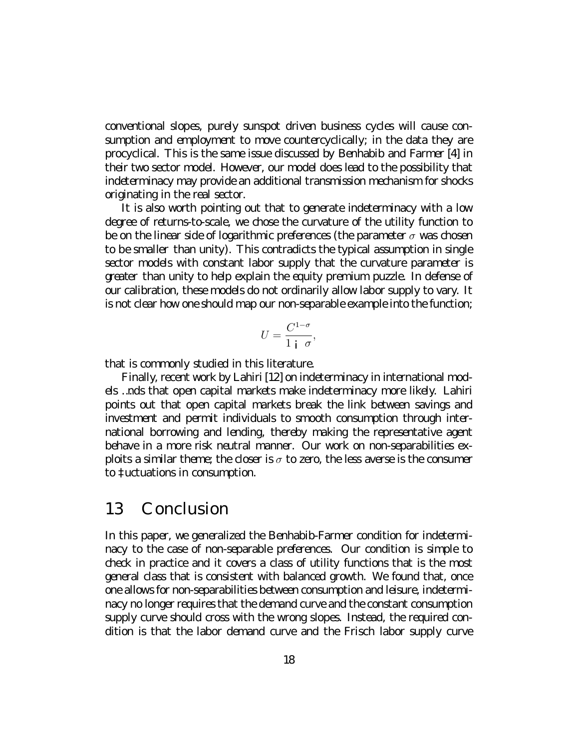conventional slopes, purely sunspot driven business cycles will cause consumption and employment to move countercyclically; in the data they are procyclical. This is the same issue discussed by Benhabib and Farmer [4] in their two sector model. However, our model does lead to the possibility that indeterminacy may provide an additional transmission mechanism for shocks originating in the real sector.

It is also worth pointing out that to generate indeterminacy with a low degree of returns-to-scale, we chose the curvature of the utility function to be on the linear side of logarithmic preferences (the parameter $\sigma$ was chosen to be smaller than unity). This contradicts the typical assumption in single sector models with constant labor supply that the curvature parameter is greater than unity to help explain the equity premium puzzle. In defense of our calibration, these models do not ordinarily allow labor supply to vary. It is not clear how one should map our non-separable example into the function;

$$U = \frac{C^{1-\sigma}}{1 - \sigma},$$

that is commonly studied in this literature.

Finally, recent work by Lahiri [12] on indeterminacy in international models finds that open capital markets make indeterminacy more likely. Lahiri points out that open capital markets break the link between savings and investment and permit individuals to smooth consumption through international borrowing and lending, thereby making the representative agent behave in a more risk neutral manner. Our work on non-separabilities exploits a similar theme; the closer is $\sigma$ to zero, the less averse is the consumer to fluctuations in consumption.

# 13 Conclusion

In this paper, we generalized the Benhabib-Farmer condition for indeterminacy to the case of non-separable preferences. Our condition is simple to check in practice and it covers a class of utility functions that is the most general class that is consistent with balanced growth. We found that, once one allows for non-separabilities between consumption and leisure, indeterminacy no longer requires that the demand curve and the constant consumption supply curve should cross with the wrong slopes. Instead, the required condition is that the labor demand curve and the Frisch labor supply curve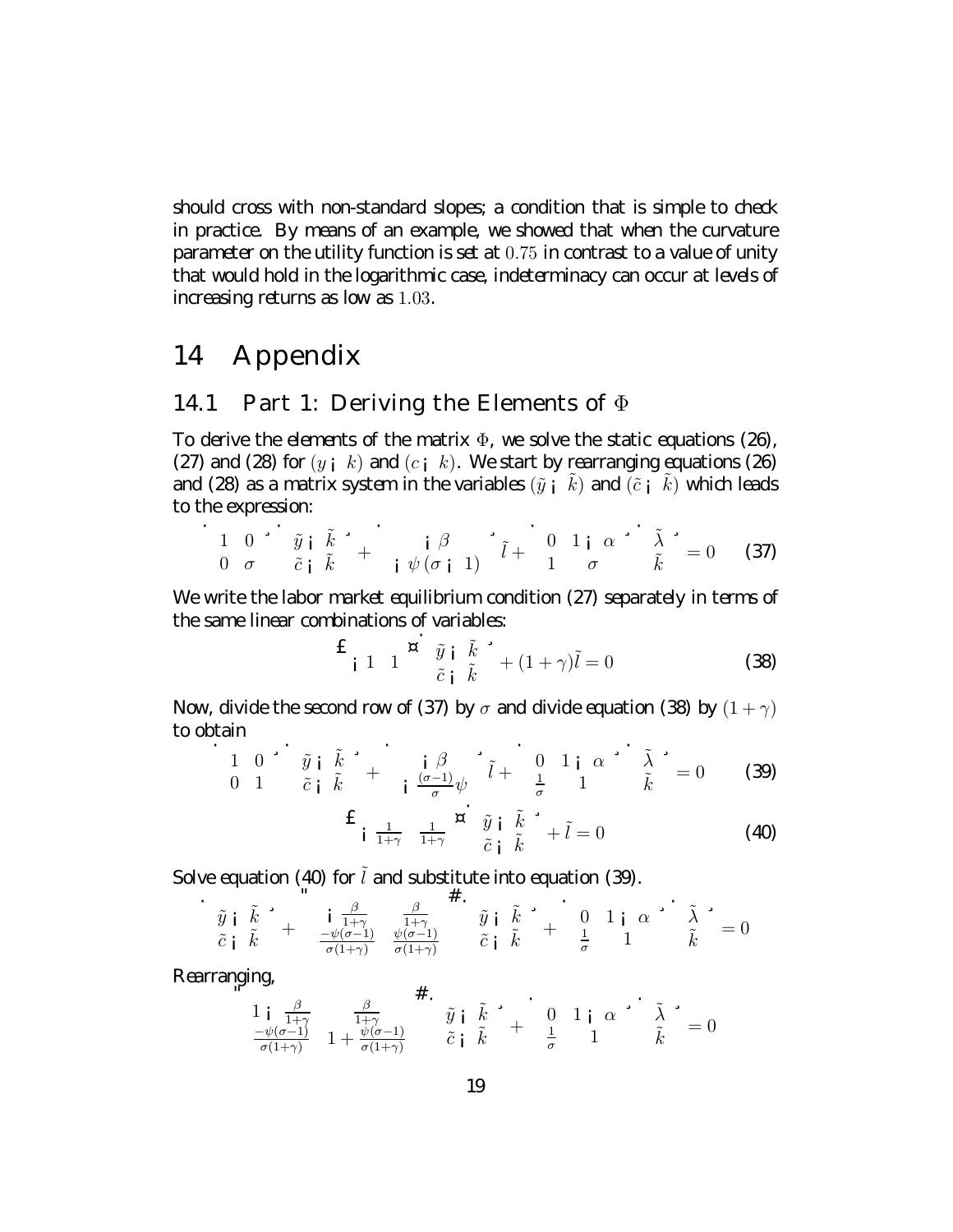should cross with non-standard slopes; a condition that is simple to check in practice. By means of an example, we showed that when the curvature parameter on the utility function is set at $0.75$ in contrast to a value of unity that would hold in the logarithmic case, indeterminacy can occur at levels of increasing returns as low as $1.03$.

# 14 Appendix

## 14.1 Part 1: Deriving the Elements of $\Phi$

To derive the elements of the matrix $\Phi$, we solve the static equations (26), (27) and (28) for $(y - k)$ and $(c - k)$. We start by rearranging equations (26) and (28) as a matrix system in the variables $(\tilde{y} - \tilde{k})$ and $(\tilde{c} - \tilde{k})$ which leads to the expression:

$$\begin{bmatrix} 1 & 0 \\ 0 & \sigma \end{bmatrix} \begin{bmatrix} \tilde{y} - \tilde{k} \\ \tilde{c} - \tilde{k} \end{bmatrix} + \begin{bmatrix} -\beta \\ -\psi(\sigma - 1) \end{bmatrix} \tilde{l} + \begin{bmatrix} 0 & 1 - \alpha \\ 1 & \sigma \end{bmatrix} \begin{bmatrix} \tilde{\lambda} \\ \tilde{k} \end{bmatrix} = 0 \tag{37}$$

We write the labor market equilibrium condition (27) separately in terms of the same linear combinations of variables:

$$\begin{bmatrix} -1 & 1 \end{bmatrix} \begin{bmatrix} \tilde{y} - \tilde{k} \\ \tilde{c} - \tilde{k} \end{bmatrix} + (1 + \gamma)\tilde{l} = 0 \tag{38}$$

Now, divide the second row of (37) by $\sigma$ and divide equation (38) by $(1 + \gamma)$ to obtain

$$\begin{bmatrix} 1 & 0 \\ 0 & 1 \end{bmatrix} \begin{bmatrix} \tilde{y} - \tilde{k} \\ \tilde{c} - \tilde{k} \end{bmatrix} + \begin{bmatrix} -\beta \\ -\frac{(\sigma-1)}{\sigma}\psi \end{bmatrix} \tilde{l} + \begin{bmatrix} 0 & 1 - \alpha \\ \frac{1}{\sigma} & 1 \end{bmatrix} \begin{bmatrix} \tilde{\lambda} \\ \tilde{k} \end{bmatrix} = 0 \tag{39}$$

$$\begin{bmatrix} -\frac{1}{1+\gamma} & \frac{1}{1+\gamma} \end{bmatrix} \begin{bmatrix} \tilde{y} - \tilde{k} \\ \tilde{c} - \tilde{k} \end{bmatrix} + \tilde{l} = 0 \tag{40}$$

Solve equation (40) for $\tilde{l}$ and substitute into equation (39).

$$\begin{bmatrix} \tilde{y} - \tilde{k} \\ \tilde{c} - \tilde{k} \end{bmatrix} + \begin{bmatrix} -\frac{\beta}{1+\gamma} & \frac{\beta}{1+\gamma} \\ \frac{-\psi(\sigma-1)}{\sigma(1+\gamma)} & \frac{\psi(\sigma-1)}{\sigma(1+\gamma)} \end{bmatrix} \begin{bmatrix} \tilde{y} - \tilde{k} \\ \tilde{c} - \tilde{k} \end{bmatrix} + \begin{bmatrix} 0 & 1 - \alpha \\ \frac{1}{\sigma} & 1 \end{bmatrix} \begin{bmatrix} \tilde{\lambda} \\ \tilde{k} \end{bmatrix} = 0$$

Rearranging,

$$\begin{bmatrix} 1 - \frac{\beta}{1+\gamma} & \frac{\beta}{1+\gamma} \\ \frac{-\psi(\sigma-1)}{\sigma(1+\gamma)} & 1 + \frac{\psi(\sigma-1)}{\sigma(1+\gamma)} \end{bmatrix} \begin{bmatrix} \tilde{y} - \tilde{k} \\ \tilde{c} - \tilde{k} \end{bmatrix} + \begin{bmatrix} 0 & 1 - \alpha \\ \frac{1}{\sigma} & 1 \end{bmatrix} \begin{bmatrix} \tilde{\lambda} \\ \tilde{k} \end{bmatrix} = 0$$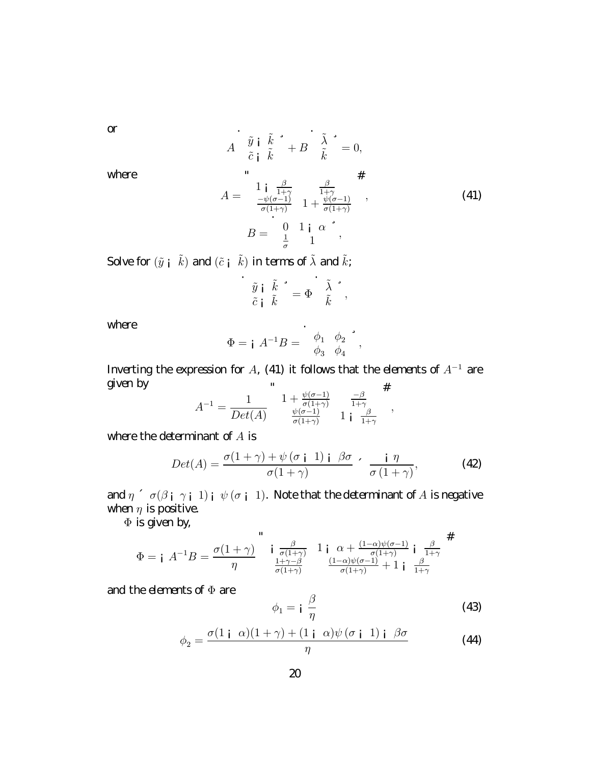or

$$A\begin{pmatrix}\tilde{y}-\tilde{k}\\ \tilde{c}-\tilde{k}\end{pmatrix}+B\begin{pmatrix}\tilde{\lambda}\\ \tilde{k}\end{pmatrix}=0,$$

where

$$A=\begin{bmatrix}1-\frac{\beta}{1+\gamma} & \frac{\beta}{1+\gamma}\\ \frac{-\psi(\sigma-1)}{\sigma(1+\gamma)} & 1+\frac{\psi(\sigma-1)}{\sigma(1+\gamma)}\end{bmatrix},\tag{41}$$

$$B=\begin{pmatrix}0 & 1-\alpha\\ \frac{1}{\sigma} & 1\end{pmatrix},$$

Solve for $(\tilde{y}-\tilde{k})$ and $(\tilde{c}-\tilde{k})$ in terms of $\tilde{\lambda}$ and $\tilde{k}$;

$$\begin{pmatrix}\tilde{y}-\tilde{k}\\ \tilde{c}-\tilde{k}\end{pmatrix}=\Phi\begin{pmatrix}\tilde{\lambda}\\ \tilde{k}\end{pmatrix},$$

where

$$\Phi=-A^{-1}B=\begin{pmatrix}\phi_1 & \phi_2\\ \phi_3 & \phi_4\end{pmatrix},$$

Inverting the expression for $A$, (41) it follows that the elements of $A^{-1}$ are given by

$$A^{-1}=\frac{1}{Det(A)}\begin{bmatrix}1+\frac{\psi(\sigma-1)}{\sigma(1+\gamma)} & \frac{-\beta}{1+\gamma}\\ \frac{\psi(\sigma-1)}{\sigma(1+\gamma)} & 1-\frac{\beta}{1+\gamma}\end{bmatrix},$$

where the determinant of $A$ is

$$Det(A)=\frac{\sigma(1+\gamma)+\psi(\sigma-1)-\beta\sigma}{\sigma(1+\gamma)}\equiv\frac{-\eta}{\sigma(1+\gamma)},\tag{42}$$

and $\eta\equiv\sigma(\beta-\gamma-1)-\psi(\sigma-1)$. Note that the determinant of $A$ is negative when $\eta$ is positive.

$\Phi$ is given by,

$$\Phi=-A^{-1}B=\frac{\sigma(1+\gamma)}{\eta}\begin{bmatrix}-\frac{\beta}{\sigma(1+\gamma)} & 1-\alpha+\frac{(1-\alpha)\psi(\sigma-1)}{\sigma(1+\gamma)}-\frac{\beta}{1+\gamma}\\ \frac{1+\gamma-\beta}{\sigma(1+\gamma)} & \frac{(1-\alpha)\psi(\sigma-1)}{\sigma(1+\gamma)}+1-\frac{\beta}{1+\gamma}\end{bmatrix}$$

and the elements of $\Phi$ are

$$\phi_1=-\frac{\beta}{\eta}\tag{43}$$

$$\phi_2=\frac{\sigma(1-\alpha)(1+\gamma)+(1-\alpha)\psi(\sigma-1)-\beta\sigma}{\eta}\tag{44}$$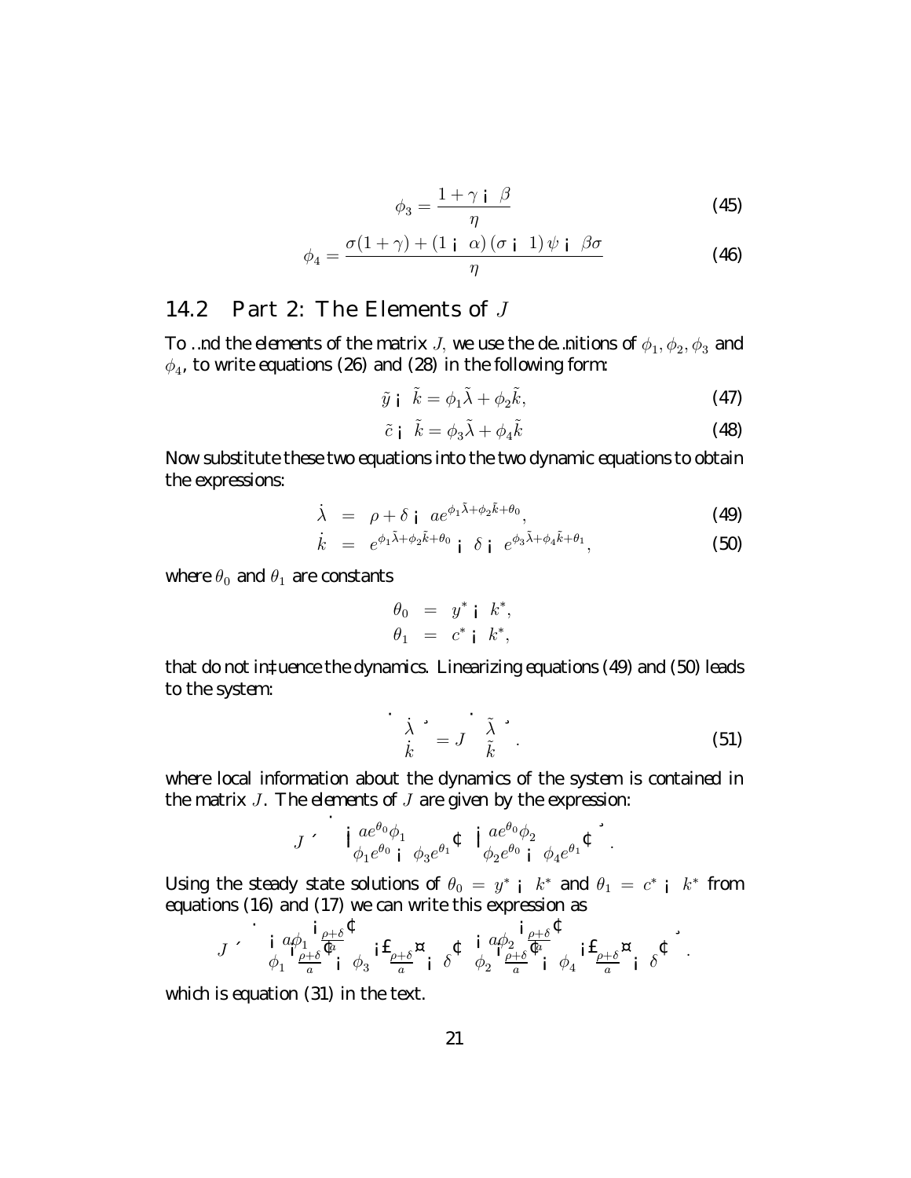$$\phi_3 = \frac{1+\gamma - \beta}{\eta} \tag{45}$$

$$\phi_4 = \frac{\sigma(1+\gamma) + (1-\alpha)(\sigma - 1)\psi - \beta\sigma}{\eta} \tag{46}$$

## 14.2 Part 2: The Elements of $J$

To find the elements of the matrix $J$, we use the definitions of $\phi_1, \phi_2, \phi_3$ and $\phi_4$, to write equations (26) and (28) in the following form:

$$\tilde{y} - \tilde{k} = \phi_1 \tilde{\lambda} + \phi_2 \tilde{k}, \tag{47}$$

$$\tilde{c} - \tilde{k} = \phi_3 \tilde{\lambda} + \phi_4 \tilde{k} \tag{48}$$

Now substitute these two equations into the two dynamic equations to obtain the expressions:

$$\dot{\lambda} = \rho + \delta - a e^{\phi_1 \tilde{\lambda} + \phi_2 \tilde{k} + \theta_0}, \tag{49}$$

$$\dot{k} = e^{\phi_1 \tilde{\lambda} + \phi_2 \tilde{k} + \theta_0} - \delta - e^{\phi_3 \tilde{\lambda} + \phi_4 \tilde{k} + \theta_1}, \tag{50}$$

where $\theta_0$ and $\theta_1$ are constants

$$\theta_0 = y^* - k^*,$$
$$\theta_1 = c^* - k^*,$$

that do not influence the dynamics. Linearizing equations (49) and (50) leads to the system:

$$\begin{bmatrix} \dot{\lambda} \\ \dot{k} \end{bmatrix} = J \begin{bmatrix} \tilde{\lambda} \\ \tilde{k} \end{bmatrix}. \tag{51}$$

where local information about the dynamics of the system is contained in the matrix $J$. The elements of $J$ are given by the expression:

$$J \equiv \begin{bmatrix} -a e^{\theta_0} \phi_1 & -a e^{\theta_0} \phi_2 \\ \left(\phi_1 e^{\theta_0} - \phi_3 e^{\theta_1}\right) & \left(\phi_2 e^{\theta_0} - \phi_4 e^{\theta_1}\right) \end{bmatrix}.$$

Using the steady state solutions of $\theta_0 = y^* - k^*$ and $\theta_1 = c^* - k^*$ from equations (16) and (17) we can write this expression as

$$J \equiv \begin{bmatrix} -a\phi_1 \left(\frac{\rho+\delta}{a}\right) & -a\phi_2 \left(\frac{\rho+\delta}{a}\right) \\ \phi_1 \left(\frac{\rho+\delta}{a}\right) - \phi_3 \left(\left[\frac{\rho+\delta}{a}\right] - \delta\right) & \phi_2 \left(\frac{\rho+\delta}{a}\right) - \phi_4 \left(\left[\frac{\rho+\delta}{a}\right] - \delta\right) \end{bmatrix}.$$

which is equation (31) in the text.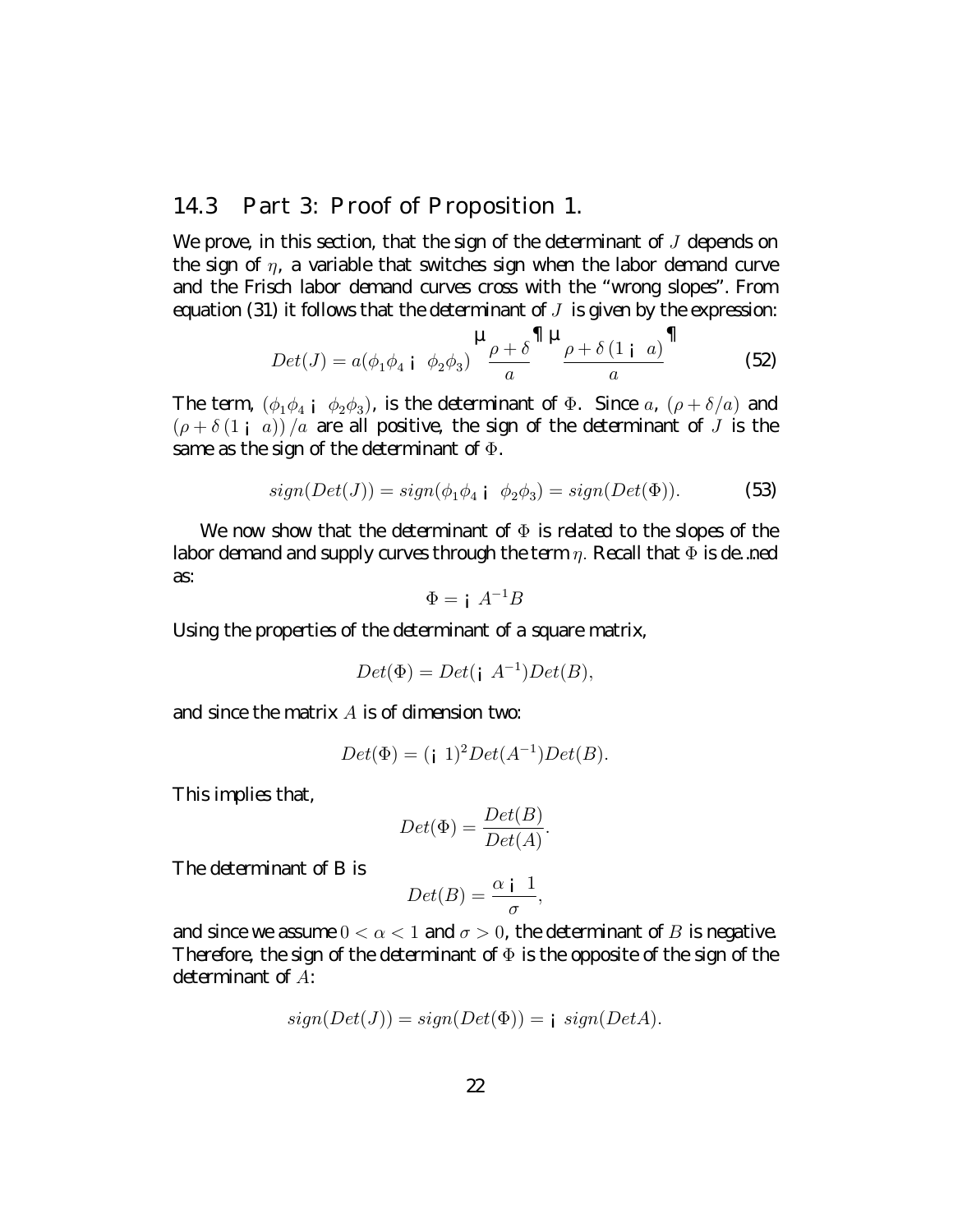## 14.3 Part 3: Proof of Proposition 1.

We prove, in this section, that the sign of the determinant of $J$ depends on the sign of $\eta$, a variable that switches sign when the labor demand curve and the Frisch labor demand curves cross with the "wrong slopes". From equation (31) it follows that the determinant of $J$ is given by the expression:

$$Det(J) = a(\phi_1\phi_4 - \phi_2\phi_3)\left(\frac{\rho+\delta}{a}\right)\left(\frac{\rho+\delta(1-a)}{a}\right) \tag{52}$$

The term, $(\phi_1\phi_4 - \phi_2\phi_3)$, is the determinant of $\Phi$. Since $a$, $(\rho + \delta/a)$ and $(\rho+\delta(1-a))/a$ are all positive, the sign of the determinant of $J$ is the same as the sign of the determinant of $\Phi$.

$$sign(Det(J)) = sign(\phi_1\phi_4 - \phi_2\phi_3) = sign(Det(\Phi)). \tag{53}$$

We now show that the determinant of $\Phi$ is related to the slopes of the labor demand and supply curves through the term $\eta$. Recall that $\Phi$ is defined as:

$$\Phi = -A^{-1}B$$

Using the properties of the determinant of a square matrix,

$$Det(\Phi) = Det(-A^{-1})Det(B),$$

and since the matrix $A$ is of dimension two:

$$Det(\Phi) = (-1)^2 Det(A^{-1})Det(B).$$

This implies that,

$$Det(\Phi) = \frac{Det(B)}{Det(A)}.$$

The determinant of B is

$$Det(B) = \frac{\alpha - 1}{\sigma},$$

and since we assume $0 < \alpha < 1$ and $\sigma > 0$, the determinant of $B$ is negative. Therefore, the sign of the determinant of $\Phi$ is the opposite of the sign of the determinant of $A$:

$$sign(Det(J)) = sign(Det(\Phi)) = -sign(DetA).$$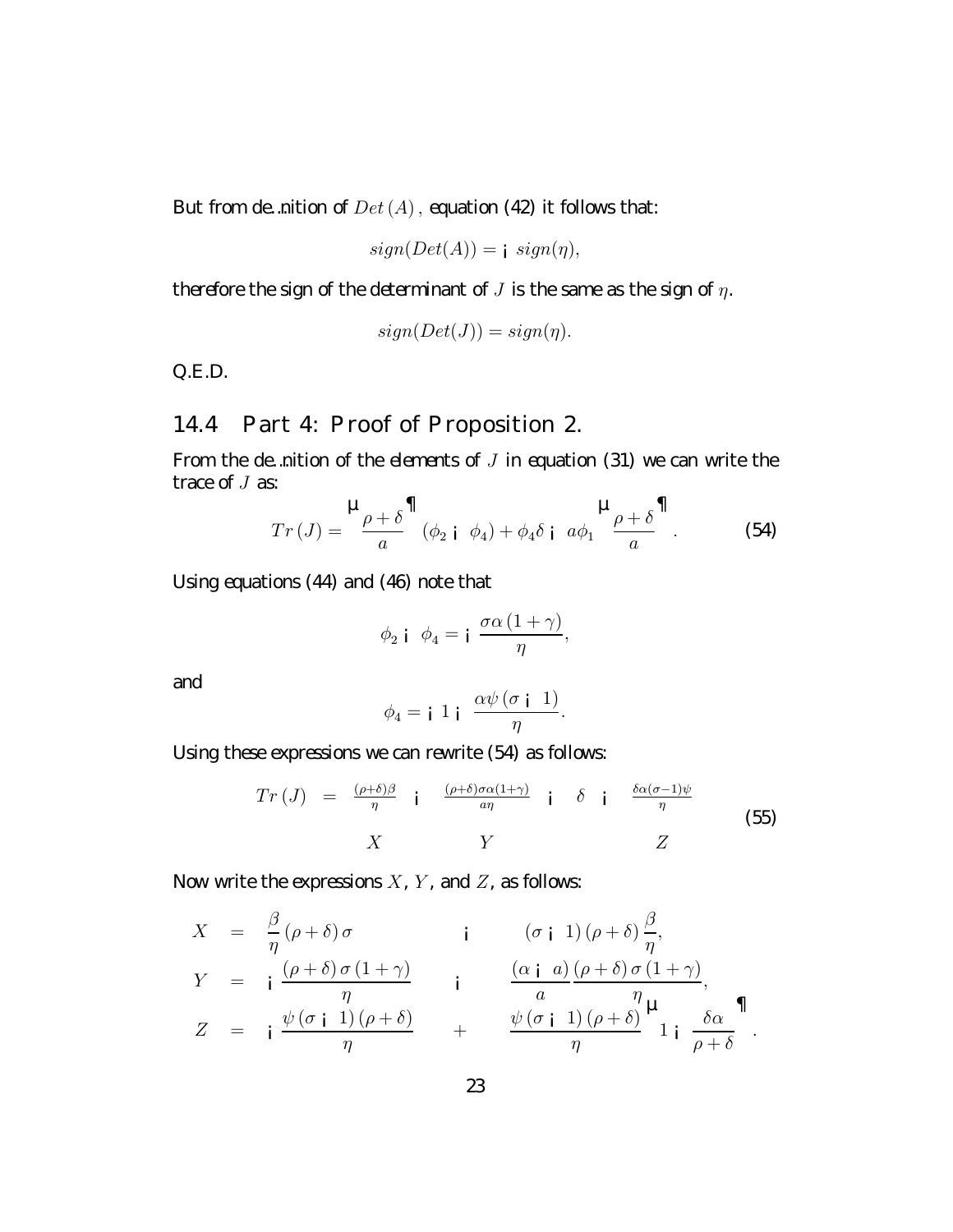But from definition of $Det(A)$, equation (42) it follows that:

$$sign(Det(A)) = -sign(\eta),$$

therefore the sign of the determinant of $J$ is the same as the sign of $\eta$.

$$sign(Det(J)) = sign(\eta).$$

Q.E.D.

## 14.4 Part 4: Proof of Proposition 2.

From the definition of the elements of $J$ in equation (31) we can write the trace of $J$ as:

$$Tr(J) = \left(\frac{\rho+\delta}{a}\right)(\phi_2 - \phi_4) + \phi_4\delta - a\phi_1\left(\frac{\rho+\delta}{a}\right). \tag{54}$$

Using equations (44) and (46) note that

$$\phi_2 - \phi_4 = -\frac{\sigma\alpha(1+\gamma)}{\eta},$$

and

$$\phi_4 = -1 - \frac{\alpha\psi(\sigma-1)}{\eta}.$$

Using these expressions we can rewrite (54) as follows:

$$Tr(J) = \underbrace{\frac{(\rho+\delta)\beta}{\eta}}_{X} - \underbrace{\frac{(\rho+\delta)\sigma\alpha(1+\gamma)}{a\eta}}_{Y} - \underbrace{\delta - \frac{\delta\alpha(\sigma-1)\psi}{\eta}}_{Z} \tag{55}$$

Now write the expressions $X$, $Y$, and $Z$, as follows:

$$\begin{aligned}
X &= \frac{\beta}{\eta}(\rho+\delta)\sigma & &- & &(\sigma-1)(\rho+\delta)\frac{\beta}{\eta}, \\
Y &= -\frac{(\rho+\delta)\sigma(1+\gamma)}{\eta} & &- & &\frac{(\alpha-a)}{a}\frac{(\rho+\delta)\sigma(1+\gamma)}{\eta}, \\
Z &= -\frac{\psi(\sigma-1)(\rho+\delta)}{\eta} & &+ & &\frac{\psi(\sigma-1)(\rho+\delta)}{\eta}\left(1-\frac{\delta\alpha}{\rho+\delta}\right).
\end{aligned}$$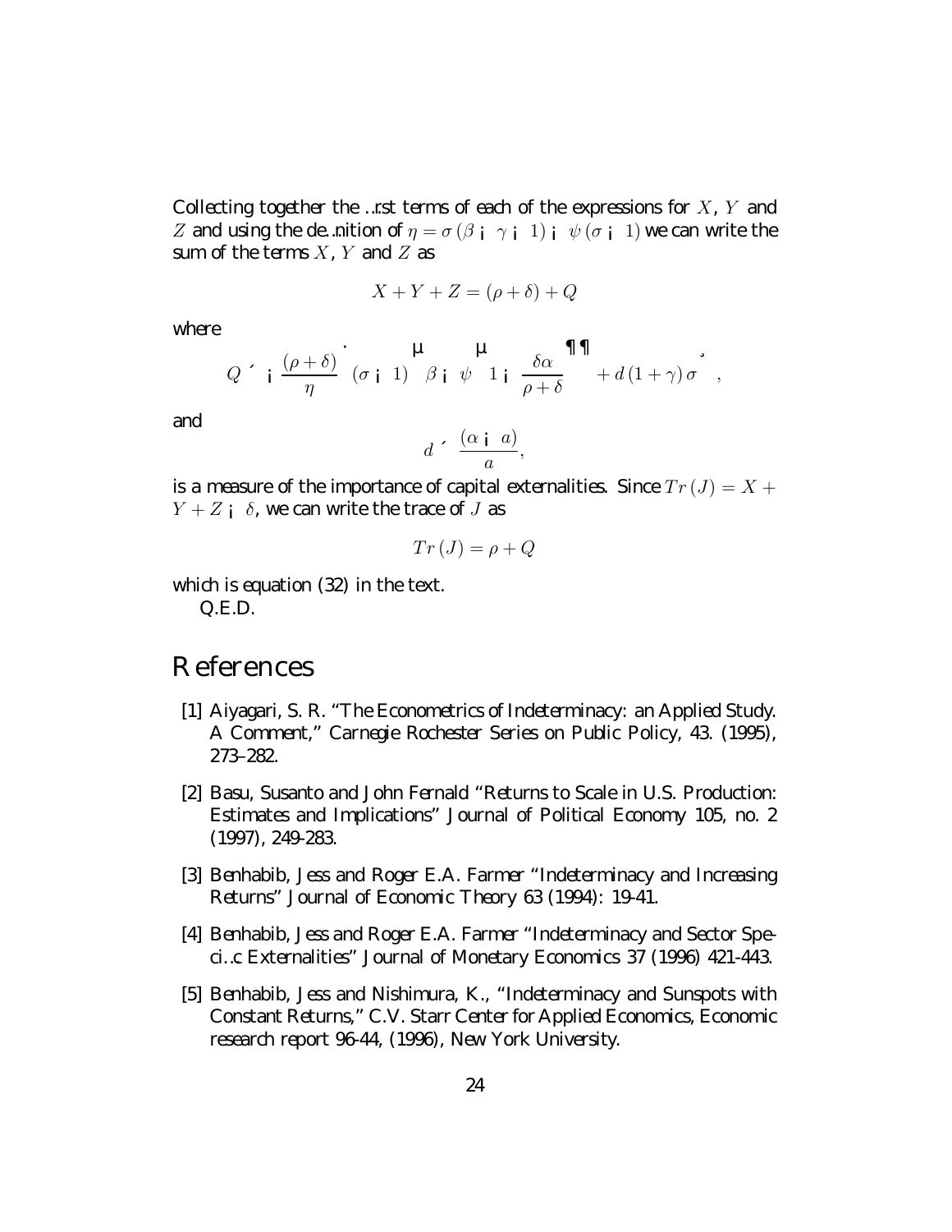Collecting together the first terms of each of the expressions for $X$, $Y$ and $Z$ and using the definition of $\eta = \sigma(\beta - \gamma - 1) - \psi(\sigma - 1)$ we can write the sum of the terms $X$, $Y$ and $Z$ as

$$X + Y + Z = (\rho + \delta) + Q$$

where

$$Q \equiv -\frac{(\rho + \delta)}{\eta}\left[(\sigma - 1)\left(\beta - \psi\left(1 - \frac{\delta\alpha}{\rho + \delta}\right)\right) + d(1 + \gamma)\sigma\right],$$

and

$$d \equiv \frac{(\alpha - a)}{a},$$

is a measure of the importance of capital externalities. Since $Tr(J) = X + Y + Z - \delta$, we can write the trace of $J$ as

$$Tr(J) = \rho + Q$$

which is equation (32) in the text.

Q.E.D.

# References

[1] Aiyagari, S. R. "The Econometrics of Indeterminacy: an Applied Study. A Comment," *Carnegie Rochester Series on Public Policy*, 43. (1995), 273–282.

[2] Basu, Susanto and John Fernald "Returns to Scale in U.S. Production: Estimates and Implications" *Journal of Political Economy* 105, no. 2 (1997), 249-283.

[3] Benhabib, Jess and Roger E.A. Farmer "Indeterminacy and Increasing Returns" *Journal of Economic Theory* 63 (1994): 19-41.

[4] Benhabib, Jess and Roger E.A. Farmer "Indeterminacy and Sector Specific Externalities" *Journal of Monetary Economics* 37 (1996) 421-443.

[5] Benhabib, Jess and Nishimura, K., "Indeterminacy and Sunspots with Constant Returns," C.V. Starr Center for Applied Economics, Economic research report 96-44, (1996), New York University.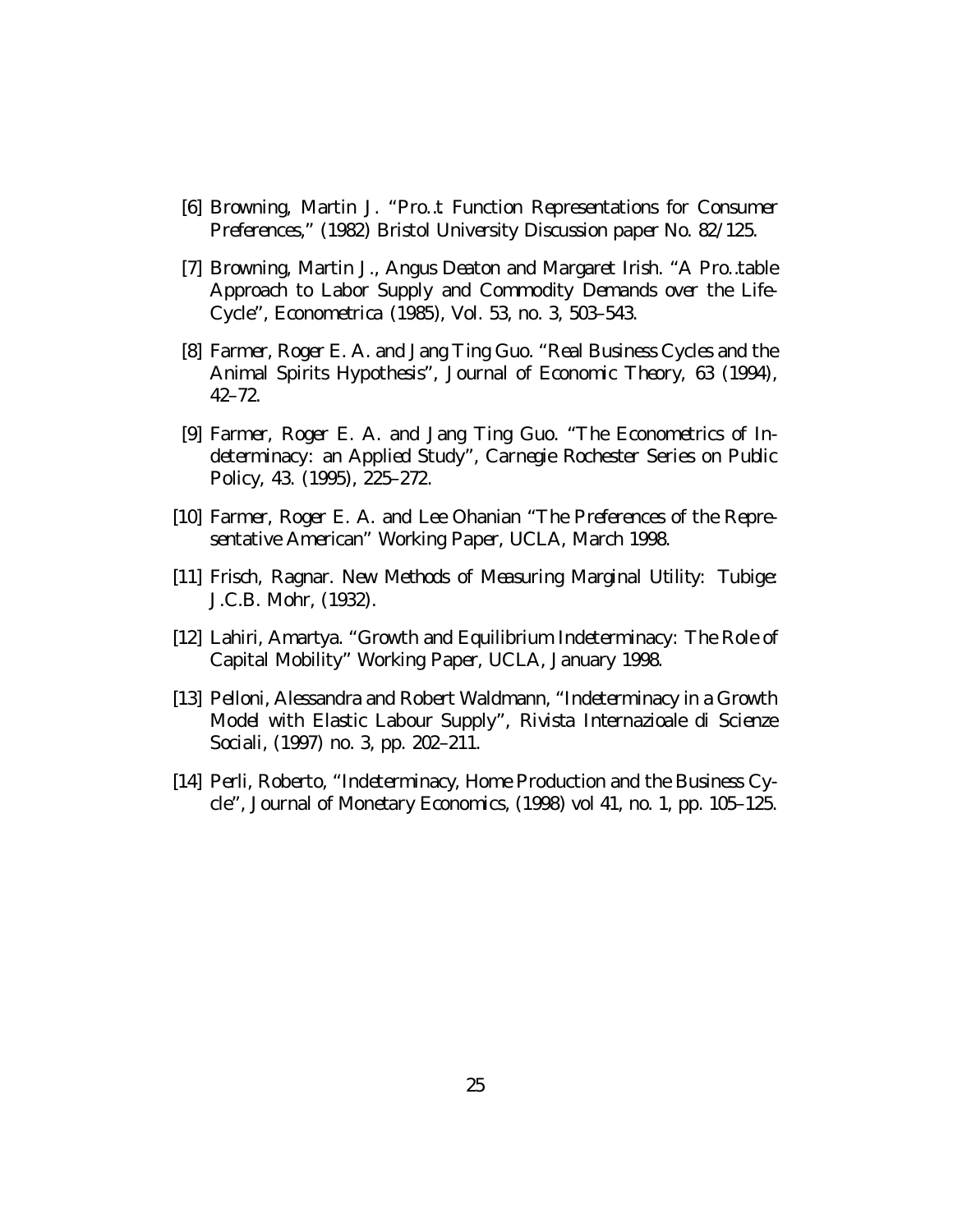[6] Browning, Martin J. "Pro…t Function Representations for Consumer Preferences," (1982) Bristol University Discussion paper No. 82/125.

[7] Browning, Martin J., Angus Deaton and Margaret Irish. "A Pro…table Approach to Labor Supply and Commodity Demands over the Life-Cycle", *Econometrica* (1985), Vol. 53, no. 3, 503–543.

[8] Farmer, Roger E. A. and Jang Ting Guo. "Real Business Cycles and the Animal Spirits Hypothesis", *Journal of Economic Theory*, 63 (1994), 42–72.

[9] Farmer, Roger E. A. and Jang Ting Guo. "The Econometrics of Indeterminacy: an Applied Study", *Carnegie Rochester Series on Public Policy*, 43. (1995), 225–272.

[10] Farmer, Roger E. A. and Lee Ohanian "The Preferences of the Representative American" Working Paper, UCLA, March 1998.

[11] Frisch, Ragnar. *New Methods of Measuring Marginal Utility*: Tubige: J.C.B. Mohr, (1932).

[12] Lahiri, Amartya. "Growth and Equilibrium Indeterminacy: The Role of Capital Mobility" Working Paper, UCLA, January 1998.

[13] Pelloni, Alessandra and Robert Waldmann, "Indeterminacy in a Growth Model with Elastic Labour Supply", *Rivista Internazioale di Scienze Sociali*, (1997) no. 3, pp. 202–211.

[14] Perli, Roberto, "Indeterminacy, Home Production and the Business Cycle", *Journal of Monetary Economics*, (1998) vol 41, no. 1, pp. 105–125.